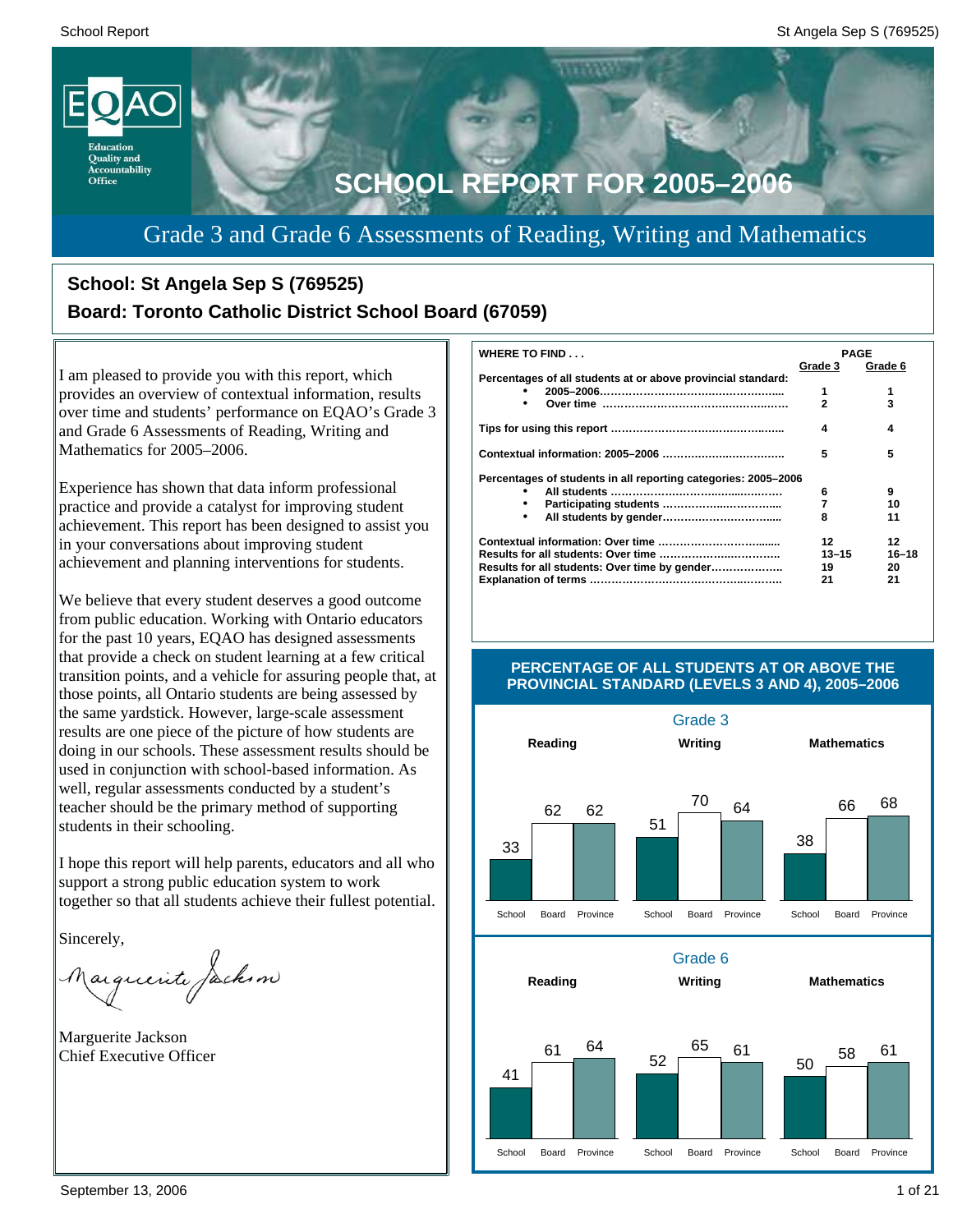# SCHOOL REPORT FOR 2005–2006

## Grade 3 and Grade 6 Assessments of Reading, Writing and Mathematics

**School: St Angela Sep S (769525)**

**Board: Toronto Catholic District School Board (67059)**

I am pleased to provide you with this report, which provides an overview of contextual information, results over time and students' performance on EQAO's Grade 3 and Grade 6 Assessments of Reading, Writing and Mathematics for 2005–2006.

Experience has shown that data inform professional practice and provide a catalyst for improving student achievement. This report has been designed to assist you in your conversations about improving student achievement and planning interventions for students.

We believe that every student deserves a good outcome from public education. Working with Ontario educators for the past 10 years, EQAO has designed assessments that provide a check on student learning at a few critical transition points, and a vehicle for assuring people that, at those points, all Ontario students are being assessed by the same yardstick. However, large-scale assessment results are one piece of the picture of how students are doing in our schools. These assessment results should be used in conjunction with school-based information. As well, regular assessments conducted by a student's teacher should be the primary method of supporting students in their schooling.

I hope this report will help parents, educators and all who support a strong public education system to work together so that all students achieve their fullest potential.

Sincerely,

Marguerite Jackson
Chief Executive Officer

| WHERE TO FIND . . . | PAGE Grade 3 | PAGE Grade 6 |
|---|---|---|
| **Percentages of all students at or above provincial standard:** | | |
| • 2005–2006 | 1 | 1 |
| • Over time | 2 | 3 |
| **Tips for using this report** | 4 | 4 |
| **Contextual information: 2005–2006** | 5 | 5 |
| **Percentages of students in all reporting categories: 2005–2006** | | |
| • All students | 6 | 9 |
| • Participating students | 7 | 10 |
| • All students by gender | 8 | 11 |
| **Contextual information: Over time** | 12 | 12 |
| **Results for all students: Over time** | 13–15 | 16–18 |
| **Results for all students: Over time by gender** | 19 | 20 |
| **Explanation of terms** | 21 | 21 |

### PERCENTAGE OF ALL STUDENTS AT OR ABOVE THE PROVINCIAL STANDARD (LEVELS 3 AND 4), 2005–2006

**Grade 3**

| | School | Board | Province |
|---|---|---|---|
| Reading | 33 | 62 | 62 |
| Writing | 51 | 70 | 64 |
| Mathematics | 38 | 66 | 68 |

**Grade 6**

| | School | Board | Province |
|---|---|---|---|
| Reading | 41 | 61 | 64 |
| Writing | 52 | 65 | 61 |
| Mathematics | 50 | 58 | 61 |

September 13, 2006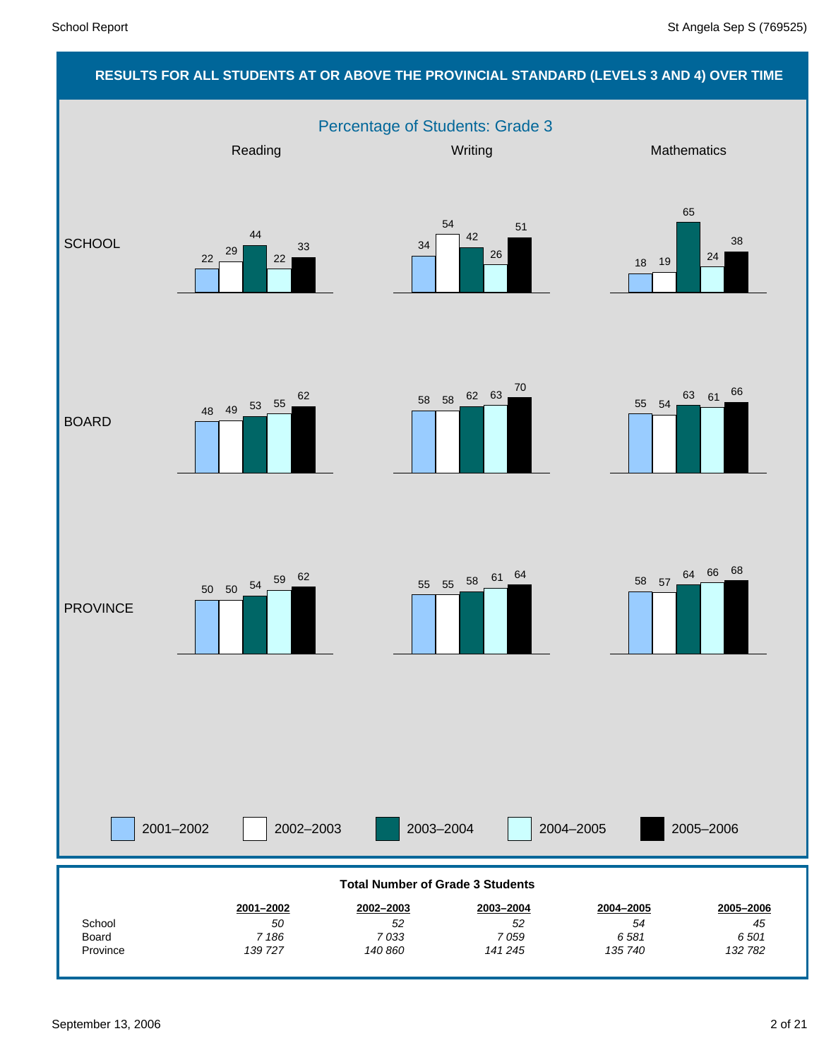## RESULTS FOR ALL STUDENTS AT OR ABOVE THE PROVINCIAL STANDARD (LEVELS 3 AND 4) OVER TIME

### Percentage of Students: Grade 3

| | Reading | | | | | Writing | | | | | Mathematics | | | | |
|---|---|---|---|---|---|---|---|---|---|---|---|---|---|---|---|
| | 2001–2002 | 2002–2003 | 2003–2004 | 2004–2005 | 2005–2006 | 2001–2002 | 2002–2003 | 2003–2004 | 2004–2005 | 2005–2006 | 2001–2002 | 2002–2003 | 2003–2004 | 2004–2005 | 2005–2006 |
| SCHOOL | 22 | 29 | 44 | 22 | 33 | 34 | 54 | 42 | 26 | 51 | 18 | 19 | 65 | 24 | 38 |
| BOARD | 48 | 49 | 53 | 55 | 62 | 58 | 58 | 62 | 63 | 70 | 55 | 54 | 63 | 61 | 66 |
| PROVINCE | 50 | 50 | 54 | 59 | 62 | 55 | 55 | 58 | 61 | 64 | 58 | 57 | 64 | 66 | 68 |

**Total Number of Grade 3 Students**

| | 2001–2002 | 2002–2003 | 2003–2004 | 2004–2005 | 2005–2006 |
|---|---|---|---|---|---|
| School | *50* | *52* | *52* | *54* | *45* |
| Board | *7 186* | *7 033* | *7 059* | *6 581* | *6 501* |
| Province | *139 727* | *140 860* | *141 245* | *135 740* | *132 782* |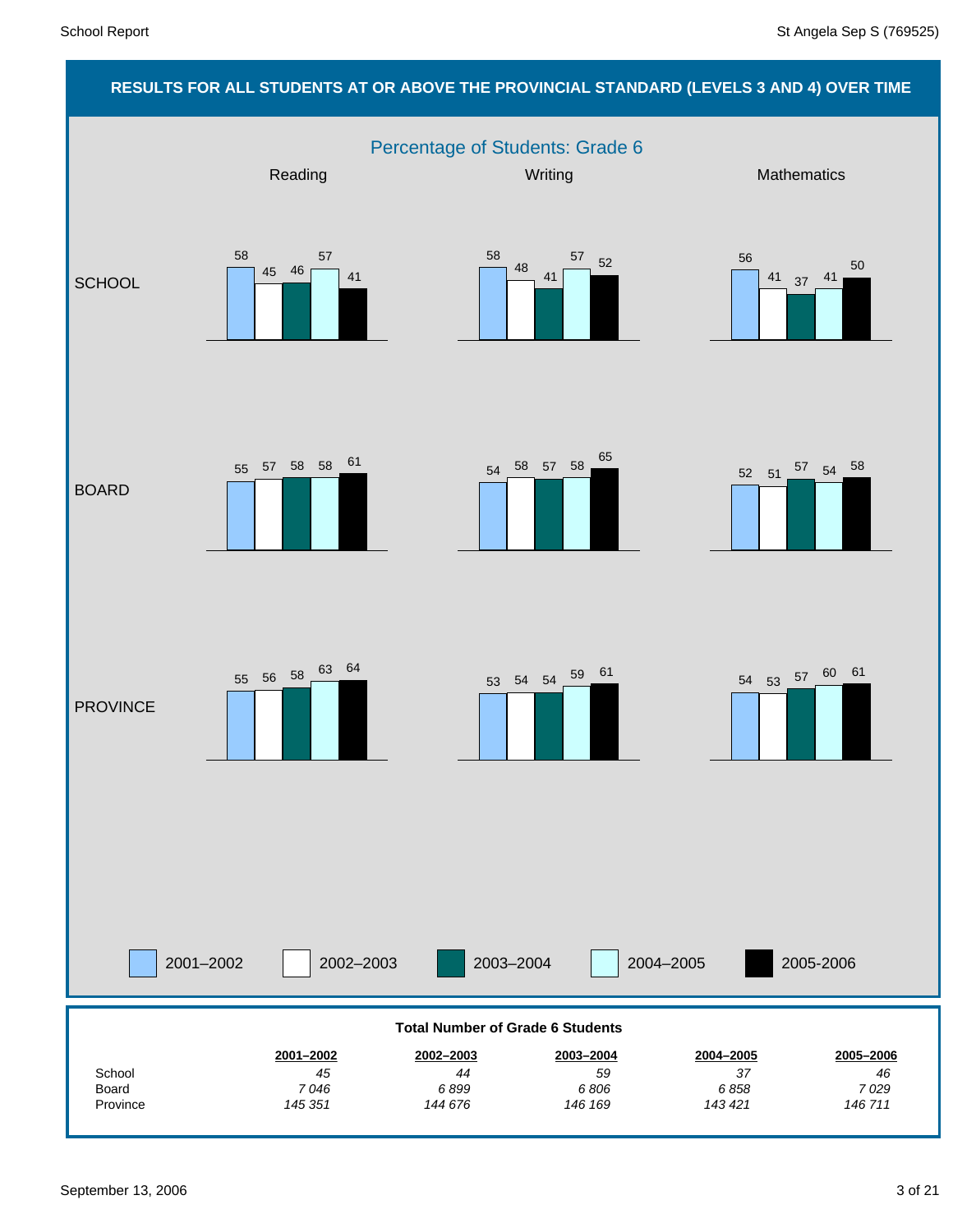## RESULTS FOR ALL STUDENTS AT OR ABOVE THE PROVINCIAL STANDARD (LEVELS 3 AND 4) OVER TIME

### Percentage of Students: Grade 6

| | Reading | | | | | Writing | | | | | Mathematics | | | | |
|---|---|---|---|---|---|---|---|---|---|---|---|---|---|---|---|
| | 2001–2002 | 2002–2003 | 2003–2004 | 2004–2005 | 2005-2006 | 2001–2002 | 2002–2003 | 2003–2004 | 2004–2005 | 2005-2006 | 2001–2002 | 2002–2003 | 2003–2004 | 2004–2005 | 2005-2006 |
| SCHOOL | 58 | 45 | 46 | 57 | 41 | 58 | 48 | 41 | 57 | 52 | 56 | 41 | 37 | 41 | 50 |
| BOARD | 55 | 57 | 58 | 58 | 61 | 54 | 58 | 57 | 58 | 65 | 52 | 51 | 57 | 54 | 58 |
| PROVINCE | 55 | 56 | 58 | 63 | 64 | 53 | 54 | 54 | 59 | 61 | 54 | 53 | 57 | 60 | 61 |

**Total Number of Grade 6 Students**

| | 2001–2002 | 2002–2003 | 2003–2004 | 2004–2005 | 2005–2006 |
|---|---|---|---|---|---|
| School | *45* | *44* | *59* | *37* | *46* |
| Board | *7 046* | *6 899* | *6 806* | *6 858* | *7 029* |
| Province | *145 351* | *144 676* | *146 169* | *143 421* | *146 711* |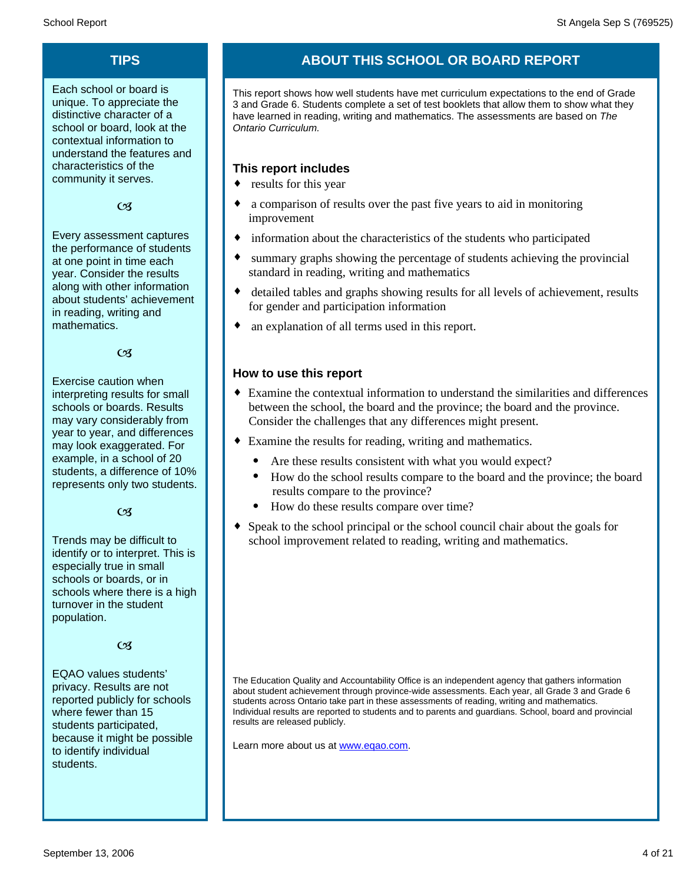## TIPS

Each school or board is unique. To appreciate the distinctive character of a school or board, look at the contextual information to understand the features and characteristics of the community it serves.

Every assessment captures the performance of students at one point in time each year. Consider the results along with other information about students' achievement in reading, writing and mathematics.

Exercise caution when interpreting results for small schools or boards. Results may vary considerably from year to year, and differences may look exaggerated. For example, in a school of 20 students, a difference of 10% represents only two students.

Trends may be difficult to identify or to interpret. This is especially true in small schools or boards, or in schools where there is a high turnover in the student population.

EQAO values students' privacy. Results are not reported publicly for schools where fewer than 15 students participated, because it might be possible to identify individual students.

## ABOUT THIS SCHOOL OR BOARD REPORT

This report shows how well students have met curriculum expectations to the end of Grade 3 and Grade 6. Students complete a set of test booklets that allow them to show what they have learned in reading, writing and mathematics. The assessments are based on *The Ontario Curriculum.*

### This report includes

- results for this year
- a comparison of results over the past five years to aid in monitoring improvement
- information about the characteristics of the students who participated
- summary graphs showing the percentage of students achieving the provincial standard in reading, writing and mathematics
- detailed tables and graphs showing results for all levels of achievement, results for gender and participation information
- an explanation of all terms used in this report.

### How to use this report

- Examine the contextual information to understand the similarities and differences between the school, the board and the province; the board and the province. Consider the challenges that any differences might present.
- Examine the results for reading, writing and mathematics.
  - Are these results consistent with what you would expect?
  - How do the school results compare to the board and the province; the board results compare to the province?
  - How do these results compare over time?
- Speak to the school principal or the school council chair about the goals for school improvement related to reading, writing and mathematics.

The Education Quality and Accountability Office is an independent agency that gathers information about student achievement through province-wide assessments. Each year, all Grade 3 and Grade 6 students across Ontario take part in these assessments of reading, writing and mathematics. Individual results are reported to students and to parents and guardians. School, board and provincial results are released publicly.

Learn more about us at [www.eqao.com](http://www.eqao.com).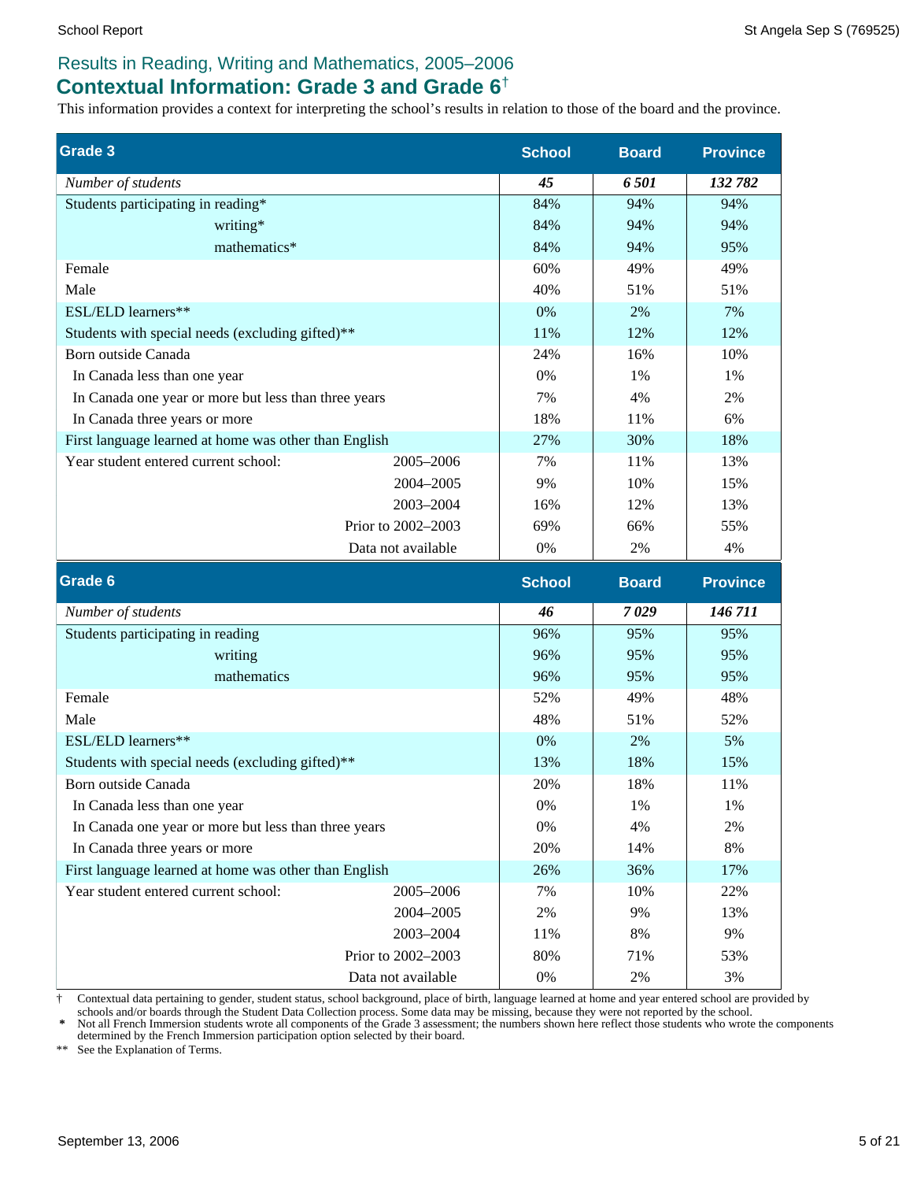## Results in Reading, Writing and Mathematics, 2005–2006

# Contextual Information: Grade 3 and Grade 6[†]

This information provides a context for interpreting the school's results in relation to those of the board and the province.

| Grade 3 | | School | Board | Province |
|---|---|---|---|---|
| *Number of students* | | ***45*** | ***6 501*** | ***132 782*** |
| Students participating in reading* | | 84% | 94% | 94% |
| writing* | | 84% | 94% | 94% |
| mathematics* | | 84% | 94% | 95% |
| Female | | 60% | 49% | 49% |
| Male | | 40% | 51% | 51% |
| ESL/ELD learners** | | 0% | 2% | 7% |
| Students with special needs (excluding gifted)** | | 11% | 12% | 12% |
| Born outside Canada | | 24% | 16% | 10% |
| In Canada less than one year | | 0% | 1% | 1% |
| In Canada one year or more but less than three years | | 7% | 4% | 2% |
| In Canada three years or more | | 18% | 11% | 6% |
| First language learned at home was other than English | | 27% | 30% | 18% |
| Year student entered current school: | 2005–2006 | 7% | 11% | 13% |
| | 2004–2005 | 9% | 10% | 15% |
| | 2003–2004 | 16% | 12% | 13% |
| | Prior to 2002–2003 | 69% | 66% | 55% |
| | Data not available | 0% | 2% | 4% |

| Grade 6 | | School | Board | Province |
|---|---|---|---|---|
| *Number of students* | | ***46*** | ***7 029*** | ***146 711*** |
| Students participating in reading | | 96% | 95% | 95% |
| writing | | 96% | 95% | 95% |
| mathematics | | 96% | 95% | 95% |
| Female | | 52% | 49% | 48% |
| Male | | 48% | 51% | 52% |
| ESL/ELD learners** | | 0% | 2% | 5% |
| Students with special needs (excluding gifted)** | | 13% | 18% | 15% |
| Born outside Canada | | 20% | 18% | 11% |
| In Canada less than one year | | 0% | 1% | 1% |
| In Canada one year or more but less than three years | | 0% | 4% | 2% |
| In Canada three years or more | | 20% | 14% | 8% |
| First language learned at home was other than English | | 26% | 36% | 17% |
| Year student entered current school: | 2005–2006 | 7% | 10% | 22% |
| | 2004–2005 | 2% | 9% | 13% |
| | 2003–2004 | 11% | 8% | 9% |
| | Prior to 2002–2003 | 80% | 71% | 53% |
| | Data not available | 0% | 2% | 3% |

† Contextual data pertaining to gender, student status, school background, place of birth, language learned at home and year entered school are provided by schools and/or boards through the Student Data Collection process. Some data may be missing, because they were not reported by the school.

\* Not all French Immersion students wrote all components of the Grade 3 assessment; the numbers shown here reflect those students who wrote the components determined by the French Immersion participation option selected by their board.

** See the Explanation of Terms.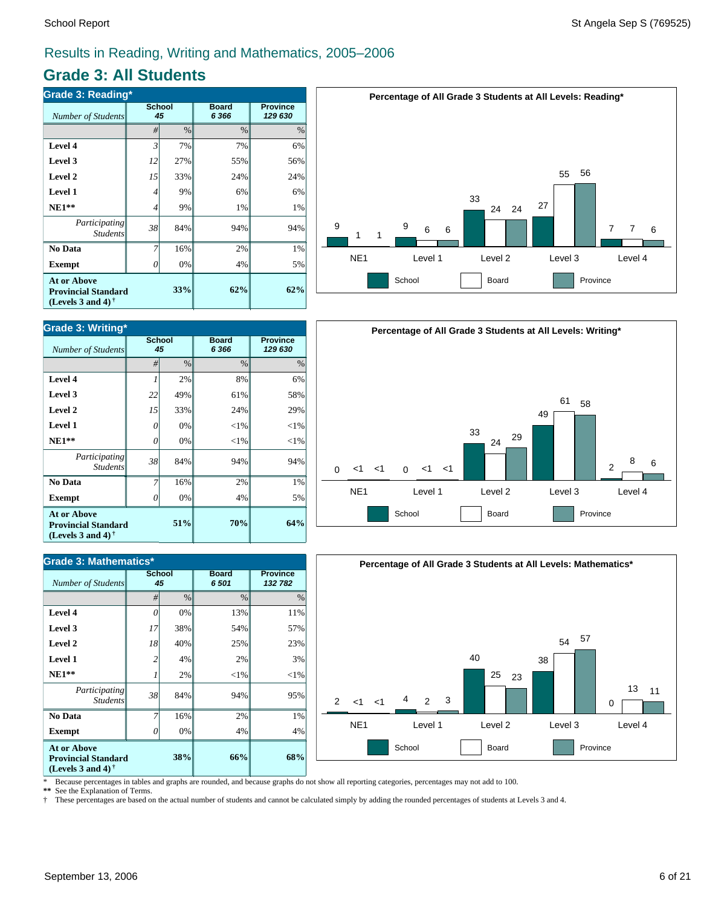# Results in Reading, Writing and Mathematics, 2005–2006

## Grade 3: All Students

### Grade 3: Reading*

| Number of Students | School 45 | | Board 6 366 | Province 129 630 |
|---|---|---|---|---|
| | # | % | % | % |
| **Level 4** | 3 | 7% | 7% | 6% |
| **Level 3** | 12 | 27% | 55% | 56% |
| **Level 2** | 15 | 33% | 24% | 24% |
| **Level 1** | 4 | 9% | 6% | 6% |
| **NE1**** | 4 | 9% | 1% | 1% |
| *Participating Students* | 38 | 84% | 94% | 94% |
| **No Data** | 7 | 16% | 2% | 1% |
| **Exempt** | 0 | 0% | 4% | 5% |
| **At or Above Provincial Standard (Levels 3 and 4)** † | | **33%** | **62%** | **62%** |

**Percentage of All Grade 3 Students at All Levels: Reading***

| | NE1 | Level 1 | Level 2 | Level 3 | Level 4 |
|---|---|---|---|---|---|
| School | 9 | 9 | 33 | 27 | 7 |
| Board | 1 | 6 | 24 | 55 | 7 |
| Province | 1 | 6 | 24 | 56 | 6 |

### Grade 3: Writing*

| Number of Students | School 45 | | Board 6 366 | Province 129 630 |
|---|---|---|---|---|
| | # | % | % | % |
| **Level 4** | 1 | 2% | 8% | 6% |
| **Level 3** | 22 | 49% | 61% | 58% |
| **Level 2** | 15 | 33% | 24% | 29% |
| **Level 1** | 0 | 0% | <1% | <1% |
| **NE1**** | 0 | 0% | <1% | <1% |
| *Participating Students* | 38 | 84% | 94% | 94% |
| **No Data** | 7 | 16% | 2% | 1% |
| **Exempt** | 0 | 0% | 4% | 5% |
| **At or Above Provincial Standard (Levels 3 and 4)** † | | **51%** | **70%** | **64%** |

**Percentage of All Grade 3 Students at All Levels: Writing***

| | NE1 | Level 1 | Level 2 | Level 3 | Level 4 |
|---|---|---|---|---|---|
| School | 0 | 0 | 33 | 49 | 2 |
| Board | <1 | <1 | 24 | 61 | 8 |
| Province | <1 | <1 | 29 | 58 | 6 |

### Grade 3: Mathematics*

| Number of Students | School 45 | | Board 6 501 | Province 132 782 |
|---|---|---|---|---|
| | # | % | % | % |
| **Level 4** | 0 | 0% | 13% | 11% |
| **Level 3** | 17 | 38% | 54% | 57% |
| **Level 2** | 18 | 40% | 25% | 23% |
| **Level 1** | 2 | 4% | 2% | 3% |
| **NE1**** | 1 | 2% | <1% | <1% |
| *Participating Students* | 38 | 84% | 94% | 95% |
| **No Data** | 7 | 16% | 2% | 1% |
| **Exempt** | 0 | 0% | 4% | 4% |
| **At or Above Provincial Standard (Levels 3 and 4)** † | | **38%** | **66%** | **68%** |

**Percentage of All Grade 3 Students at All Levels: Mathematics***

| | NE1 | Level 1 | Level 2 | Level 3 | Level 4 |
|---|---|---|---|---|---|
| School | 2 | 4 | 40 | 38 | 0 |
| Board | <1 | 2 | 25 | 54 | 13 |
| Province | <1 | 3 | 23 | 57 | 11 |

\* Because percentages in tables and graphs are rounded, and because graphs do not show all reporting categories, percentages may not add to 100.

** See the Explanation of Terms.

† These percentages are based on the actual number of students and cannot be calculated simply by adding the rounded percentages of students at Levels 3 and 4.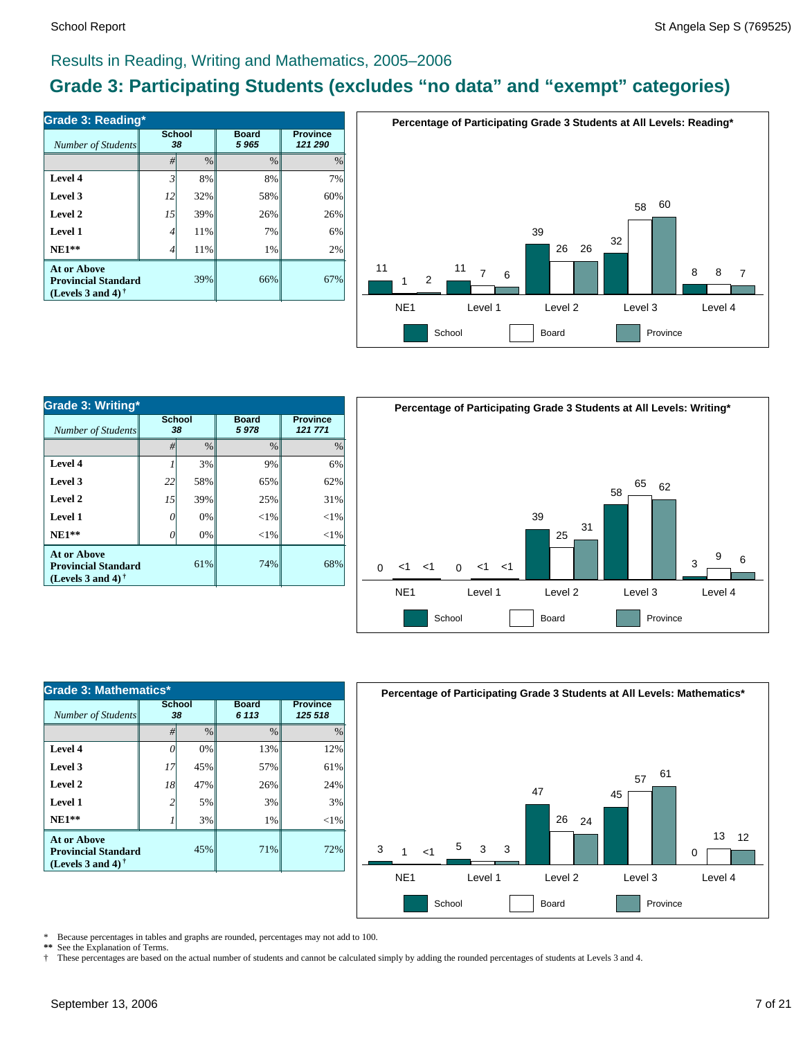# Results in Reading, Writing and Mathematics, 2005–2006

## Grade 3: Participating Students (excludes "no data" and "exempt" categories)

| Grade 3: Reading* | School | | Board | Province |
|---|---|---|---|---|
| *Number of Students* | 38 | | 5 965 | 121 290 |
| | # | % | % | % |
| **Level 4** | 3 | 8% | 8% | 7% |
| **Level 3** | 12 | 32% | 58% | 60% |
| **Level 2** | 15 | 39% | 26% | 26% |
| **Level 1** | 4 | 11% | 7% | 6% |
| **NE1**** | 4 | 11% | 1% | 2% |
| **At or Above Provincial Standard (Levels 3 and 4)†** | | 39% | 66% | 67% |

**Percentage of Participating Grade 3 Students at All Levels: Reading***

| | NE1 | Level 1 | Level 2 | Level 3 | Level 4 |
|---|---|---|---|---|---|
| School | 11 | 11 | 39 | 32 | 8 |
| Board | 1 | 7 | 26 | 58 | 8 |
| Province | 2 | 6 | 26 | 60 | 7 |

| Grade 3: Writing* | School | | Board | Province |
|---|---|---|---|---|
| *Number of Students* | 38 | | 5 978 | 121 771 |
| | # | % | % | % |
| **Level 4** | 1 | 3% | 9% | 6% |
| **Level 3** | 22 | 58% | 65% | 62% |
| **Level 2** | 15 | 39% | 25% | 31% |
| **Level 1** | 0 | 0% | <1% | <1% |
| **NE1**** | 0 | 0% | <1% | <1% |
| **At or Above Provincial Standard (Levels 3 and 4)†** | | 61% | 74% | 68% |

**Percentage of Participating Grade 3 Students at All Levels: Writing***

| | NE1 | Level 1 | Level 2 | Level 3 | Level 4 |
|---|---|---|---|---|---|
| School | 0 | 0 | 39 | 58 | 3 |
| Board | <1 | <1 | 25 | 65 | 9 |
| Province | <1 | <1 | 31 | 62 | 6 |

| Grade 3: Mathematics* | School | | Board | Province |
|---|---|---|---|---|
| *Number of Students* | 38 | | 6 113 | 125 518 |
| | # | % | % | % |
| **Level 4** | 0 | 0% | 13% | 12% |
| **Level 3** | 17 | 45% | 57% | 61% |
| **Level 2** | 18 | 47% | 26% | 24% |
| **Level 1** | 2 | 5% | 3% | 3% |
| **NE1**** | 1 | 3% | 1% | <1% |
| **At or Above Provincial Standard (Levels 3 and 4)†** | | 45% | 71% | 72% |

**Percentage of Participating Grade 3 Students at All Levels: Mathematics***

| | NE1 | Level 1 | Level 2 | Level 3 | Level 4 |
|---|---|---|---|---|---|
| School | 3 | 5 | 47 | 45 | 0 |
| Board | 1 | 3 | 26 | 57 | 13 |
| Province | <1 | 3 | 24 | 61 | 12 |

\* Because percentages in tables and graphs are rounded, percentages may not add to 100.
** See the Explanation of Terms.
† These percentages are based on the actual number of students and cannot be calculated simply by adding the rounded percentages of students at Levels 3 and 4.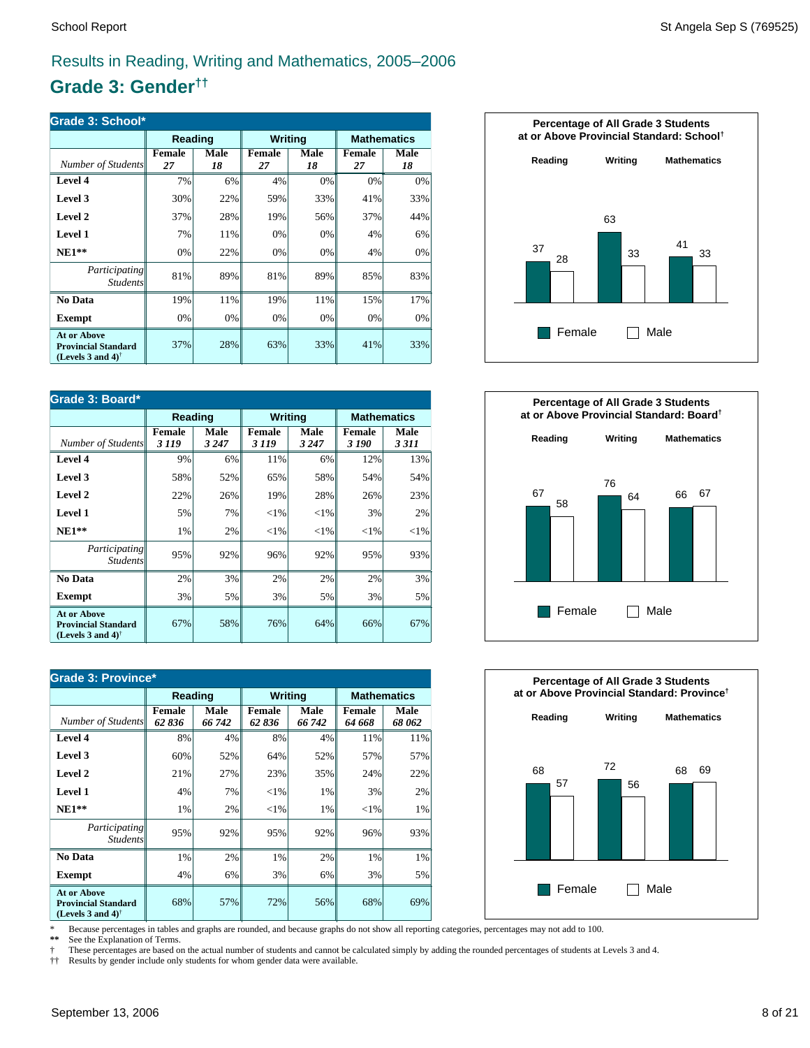## Results in Reading, Writing and Mathematics, 2005–2006

# Grade 3: Gender††

**Grade 3: School***

| | Reading | | Writing | | Mathematics | |
|---|---|---|---|---|---|---|
| *Number of Students* | Female *27* | Male *18* | Female *27* | Male *18* | Female *27* | Male *18* |
| **Level 4** | 7% | 6% | 4% | 0% | 0% | 0% |
| **Level 3** | 30% | 22% | 59% | 33% | 41% | 33% |
| **Level 2** | 37% | 28% | 19% | 56% | 37% | 44% |
| **Level 1** | 7% | 11% | 0% | 0% | 4% | 6% |
| **NE1**** | 0% | 22% | 0% | 0% | 4% | 0% |
| *Participating Students* | 81% | 89% | 81% | 89% | 85% | 83% |
| **No Data** | 19% | 11% | 19% | 11% | 15% | 17% |
| **Exempt** | 0% | 0% | 0% | 0% | 0% | 0% |
| **At or Above Provincial Standard (Levels 3 and 4)†** | 37% | 28% | 63% | 33% | 41% | 33% |

**Percentage of All Grade 3 Students at or Above Provincial Standard: School†**

| | Reading | Writing | Mathematics |
|---|---|---|---|
| Female | 37 | 63 | 41 |
| Male | 28 | 33 | 33 |

**Grade 3: Board***

| | Reading | | Writing | | Mathematics | |
|---|---|---|---|---|---|---|
| *Number of Students* | Female *3 119* | Male *3 247* | Female *3 119* | Male *3 247* | Female *3 190* | Male *3 311* |
| **Level 4** | 9% | 6% | 11% | 6% | 12% | 13% |
| **Level 3** | 58% | 52% | 65% | 58% | 54% | 54% |
| **Level 2** | 22% | 26% | 19% | 28% | 26% | 23% |
| **Level 1** | 5% | 7% | <1% | <1% | 3% | 2% |
| **NE1**** | 1% | 2% | <1% | <1% | <1% | <1% |
| *Participating Students* | 95% | 92% | 96% | 92% | 95% | 93% |
| **No Data** | 2% | 3% | 2% | 2% | 2% | 3% |
| **Exempt** | 3% | 5% | 3% | 5% | 3% | 5% |
| **At or Above Provincial Standard (Levels 3 and 4)†** | 67% | 58% | 76% | 64% | 66% | 67% |

**Percentage of All Grade 3 Students at or Above Provincial Standard: Board†**

| | Reading | Writing | Mathematics |
|---|---|---|---|
| Female | 67 | 76 | 66 |
| Male | 58 | 64 | 67 |

**Grade 3: Province***

| | Reading | | Writing | | Mathematics | |
|---|---|---|---|---|---|---|
| *Number of Students* | Female *62 836* | Male *66 742* | Female *62 836* | Male *66 742* | Female *64 668* | Male *68 062* |
| **Level 4** | 8% | 4% | 8% | 4% | 11% | 11% |
| **Level 3** | 60% | 52% | 64% | 52% | 57% | 57% |
| **Level 2** | 21% | 27% | 23% | 35% | 24% | 22% |
| **Level 1** | 4% | 7% | <1% | 1% | 3% | 2% |
| **NE1**** | 1% | 2% | <1% | 1% | <1% | 1% |
| *Participating Students* | 95% | 92% | 95% | 92% | 96% | 93% |
| **No Data** | 1% | 2% | 1% | 2% | 1% | 1% |
| **Exempt** | 4% | 6% | 3% | 6% | 3% | 5% |
| **At or Above Provincial Standard (Levels 3 and 4)†** | 68% | 57% | 72% | 56% | 68% | 69% |

**Percentage of All Grade 3 Students at or Above Provincial Standard: Province†**

| | Reading | Writing | Mathematics |
|---|---|---|---|
| Female | 68 | 72 | 68 |
| Male | 57 | 56 | 69 |

\* Because percentages in tables and graphs are rounded, and because graphs do not show all reporting categories, percentages may not add to 100.
** See the Explanation of Terms.
† These percentages are based on the actual number of students and cannot be calculated simply by adding the rounded percentages of students at Levels 3 and 4.
†† Results by gender include only students for whom gender data were available.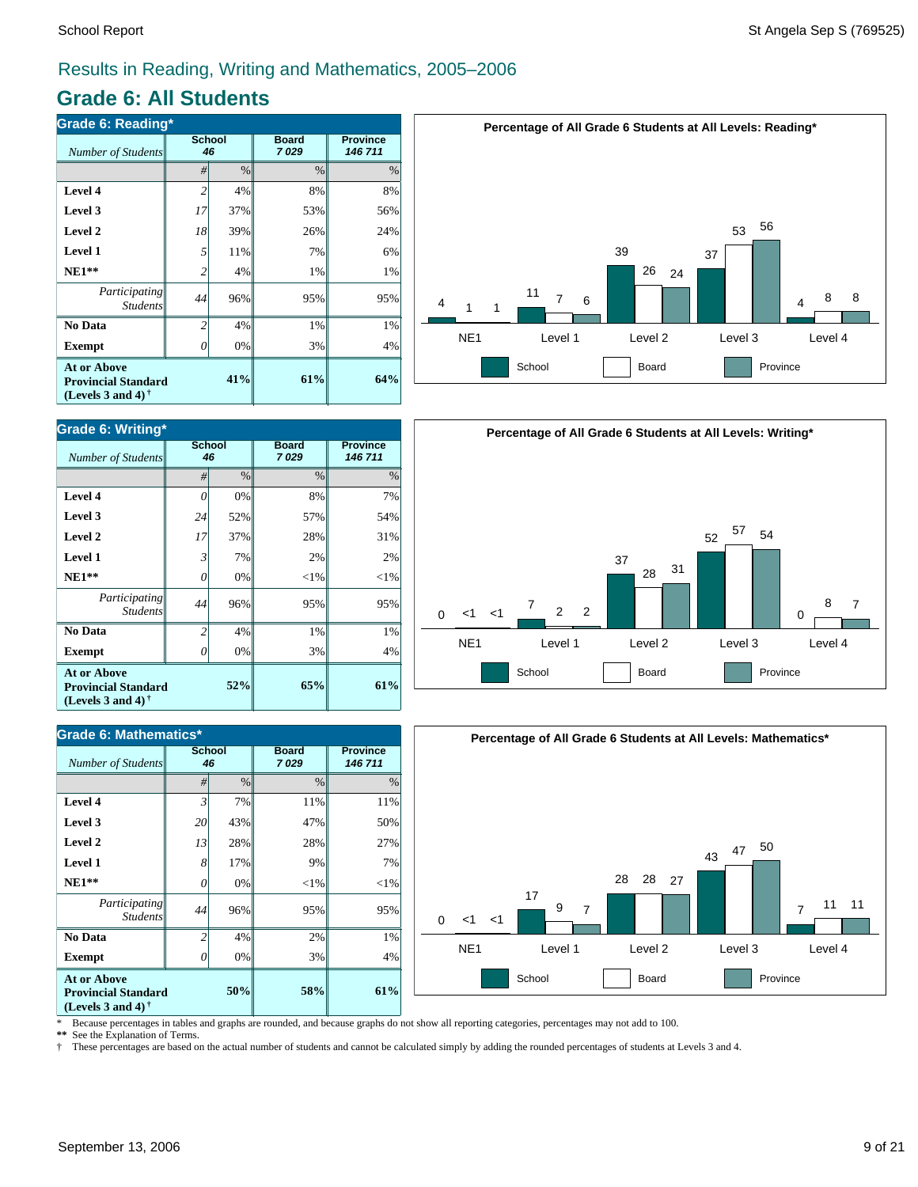## Results in Reading, Writing and Mathematics, 2005–2006

# Grade 6: All Students

### Grade 6: Reading*

| Number of Students | School 46 | | Board 7 029 | Province 146 711 |
|---|---|---|---|---|
| | # | % | % | % |
| **Level 4** | 2 | 4% | 8% | 8% |
| **Level 3** | 17 | 37% | 53% | 56% |
| **Level 2** | 18 | 39% | 26% | 24% |
| **Level 1** | 5 | 11% | 7% | 6% |
| **NE1**** | 2 | 4% | 1% | 1% |
| *Participating Students* | 44 | 96% | 95% | 95% |
| **No Data** | 2 | 4% | 1% | 1% |
| **Exempt** | 0 | 0% | 3% | 4% |
| **At or Above Provincial Standard (Levels 3 and 4)** † | | **41%** | **61%** | **64%** |

**Percentage of All Grade 6 Students at All Levels: Reading***

| | NE1 | Level 1 | Level 2 | Level 3 | Level 4 |
|---|---|---|---|---|---|
| School | 4 | 11 | 39 | 37 | 4 |
| Board | 1 | 7 | 26 | 53 | 8 |
| Province | 1 | 6 | 24 | 56 | 8 |

### Grade 6: Writing*

| Number of Students | School 46 | | Board 7 029 | Province 146 711 |
|---|---|---|---|---|
| | # | % | % | % |
| **Level 4** | 0 | 0% | 8% | 7% |
| **Level 3** | 24 | 52% | 57% | 54% |
| **Level 2** | 17 | 37% | 28% | 31% |
| **Level 1** | 3 | 7% | 2% | 2% |
| **NE1**** | 0 | 0% | <1% | <1% |
| *Participating Students* | 44 | 96% | 95% | 95% |
| **No Data** | 2 | 4% | 1% | 1% |
| **Exempt** | 0 | 0% | 3% | 4% |
| **At or Above Provincial Standard (Levels 3 and 4)** † | | **52%** | **65%** | **61%** |

**Percentage of All Grade 6 Students at All Levels: Writing***

| | NE1 | Level 1 | Level 2 | Level 3 | Level 4 |
|---|---|---|---|---|---|
| School | 0 | 7 | 37 | 52 | 0 |
| Board | <1 | 2 | 28 | 57 | 8 |
| Province | <1 | 2 | 31 | 54 | 7 |

### Grade 6: Mathematics*

| Number of Students | School 46 | | Board 7 029 | Province 146 711 |
|---|---|---|---|---|
| | # | % | % | % |
| **Level 4** | 3 | 7% | 11% | 11% |
| **Level 3** | 20 | 43% | 47% | 50% |
| **Level 2** | 13 | 28% | 28% | 27% |
| **Level 1** | 8 | 17% | 9% | 7% |
| **NE1**** | 0 | 0% | <1% | <1% |
| *Participating Students* | 44 | 96% | 95% | 95% |
| **No Data** | 2 | 4% | 2% | 1% |
| **Exempt** | 0 | 0% | 3% | 4% |
| **At or Above Provincial Standard (Levels 3 and 4)** † | | **50%** | **58%** | **61%** |

**Percentage of All Grade 6 Students at All Levels: Mathematics***

| | NE1 | Level 1 | Level 2 | Level 3 | Level 4 |
|---|---|---|---|---|---|
| School | 0 | 17 | 28 | 43 | 7 |
| Board | <1 | 9 | 28 | 47 | 11 |
| Province | <1 | 7 | 27 | 50 | 11 |

\* Because percentages in tables and graphs are rounded, and because graphs do not show all reporting categories, percentages may not add to 100.

** See the Explanation of Terms.

† These percentages are based on the actual number of students and cannot be calculated simply by adding the rounded percentages of students at Levels 3 and 4.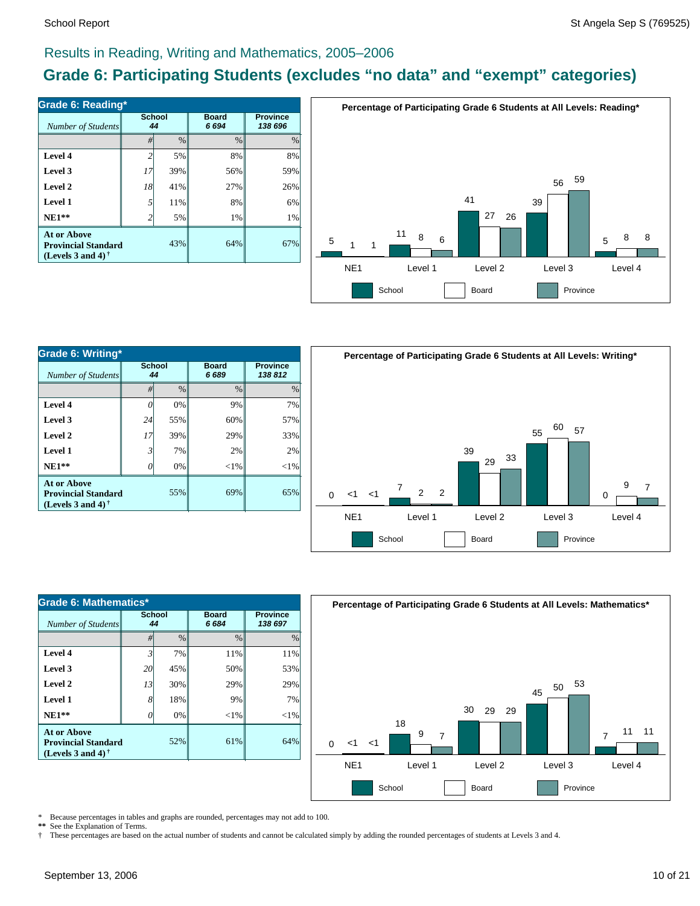## Results in Reading, Writing and Mathematics, 2005–2006

# Grade 6: Participating Students (excludes “no data” and “exempt” categories)

| Grade 6: Reading* | School | | Board | Province |
|---|---|---|---|---|
| *Number of Students* | 44 | | 6 694 | 138 696 |
| | # | % | % | % |
| **Level 4** | 2 | 5% | 8% | 8% |
| **Level 3** | 17 | 39% | 56% | 59% |
| **Level 2** | 18 | 41% | 27% | 26% |
| **Level 1** | 5 | 11% | 8% | 6% |
| **NE1**** | 2 | 5% | 1% | 1% |
| **At or Above Provincial Standard (Levels 3 and 4)†** | | 43% | 64% | 67% |

**Percentage of Participating Grade 6 Students at All Levels: Reading***

| | NE1 | Level 1 | Level 2 | Level 3 | Level 4 |
|---|---|---|---|---|---|
| School | 5 | 11 | 41 | 39 | 5 |
| Board | 1 | 8 | 27 | 56 | 8 |
| Province | 1 | 6 | 26 | 59 | 8 |

| Grade 6: Writing* | School | | Board | Province |
|---|---|---|---|---|
| *Number of Students* | 44 | | 6 689 | 138 812 |
| | # | % | % | % |
| **Level 4** | 0 | 0% | 9% | 7% |
| **Level 3** | 24 | 55% | 60% | 57% |
| **Level 2** | 17 | 39% | 29% | 33% |
| **Level 1** | 3 | 7% | 2% | 2% |
| **NE1**** | 0 | 0% | <1% | <1% |
| **At or Above Provincial Standard (Levels 3 and 4)†** | | 55% | 69% | 65% |

**Percentage of Participating Grade 6 Students at All Levels: Writing***

| | NE1 | Level 1 | Level 2 | Level 3 | Level 4 |
|---|---|---|---|---|---|
| School | 0 | 7 | 39 | 55 | 0 |
| Board | <1 | 2 | 29 | 60 | 9 |
| Province | <1 | 2 | 33 | 57 | 7 |

| Grade 6: Mathematics* | School | | Board | Province |
|---|---|---|---|---|
| *Number of Students* | 44 | | 6 684 | 138 697 |
| | # | % | % | % |
| **Level 4** | 3 | 7% | 11% | 11% |
| **Level 3** | 20 | 45% | 50% | 53% |
| **Level 2** | 13 | 30% | 29% | 29% |
| **Level 1** | 8 | 18% | 9% | 7% |
| **NE1**** | 0 | 0% | <1% | <1% |
| **At or Above Provincial Standard (Levels 3 and 4)†** | | 52% | 61% | 64% |

**Percentage of Participating Grade 6 Students at All Levels: Mathematics***

| | NE1 | Level 1 | Level 2 | Level 3 | Level 4 |
|---|---|---|---|---|---|
| School | 0 | 18 | 30 | 45 | 7 |
| Board | <1 | 9 | 29 | 50 | 11 |
| Province | <1 | 7 | 29 | 53 | 11 |

\* Because percentages in tables and graphs are rounded, percentages may not add to 100.

** See the Explanation of Terms.

† These percentages are based on the actual number of students and cannot be calculated simply by adding the rounded percentages of students at Levels 3 and 4.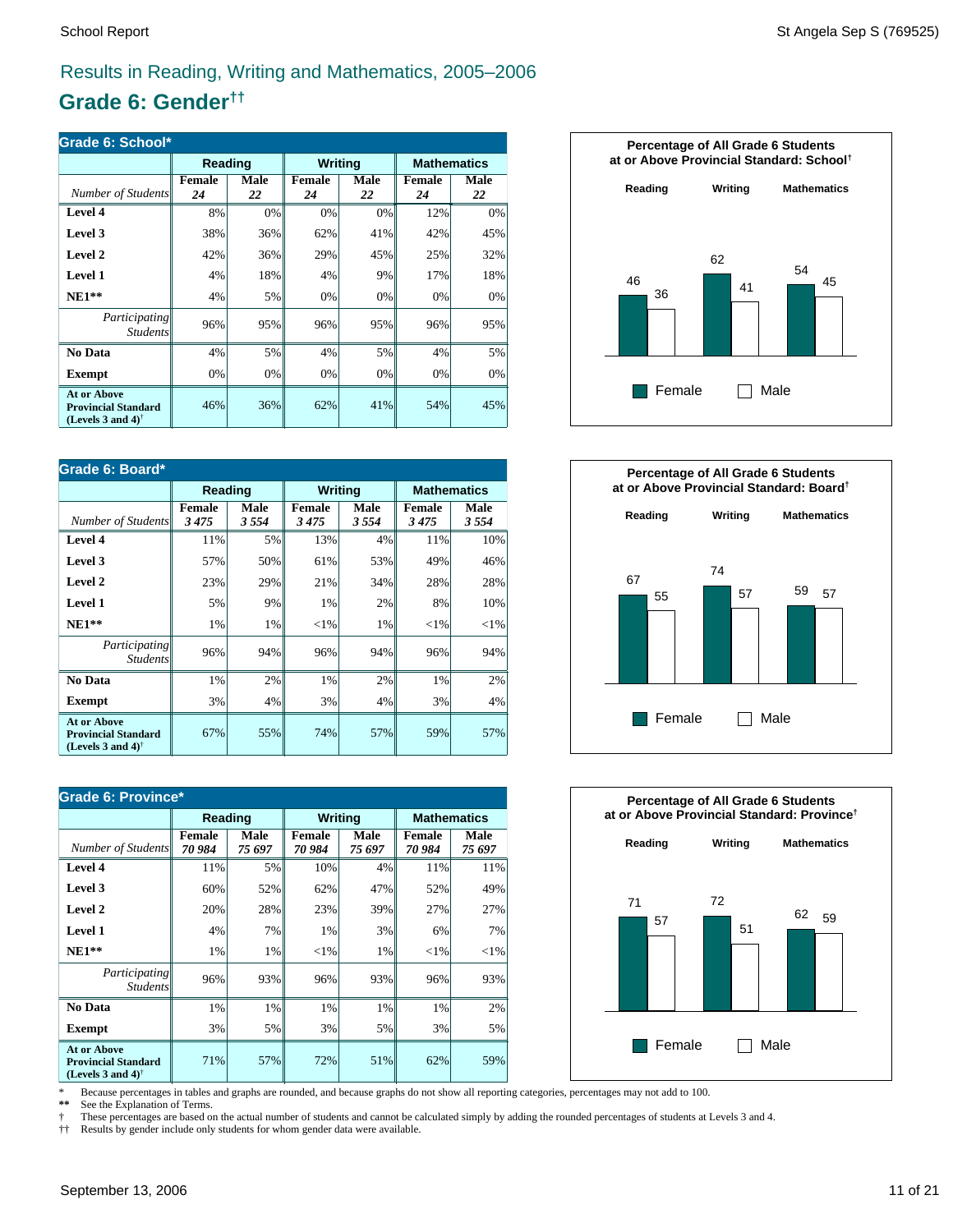# Results in Reading, Writing and Mathematics, 2005–2006

## Grade 6: Gender††

| Grade 6: School* | Reading | | Writing | | Mathematics | |
|---|---|---|---|---|---|---|
| *Number of Students* | Female *24* | Male *22* | Female *24* | Male *22* | Female *24* | Male *22* |
| **Level 4** | 8% | 0% | 0% | 0% | 12% | 0% |
| **Level 3** | 38% | 36% | 62% | 41% | 42% | 45% |
| **Level 2** | 42% | 36% | 29% | 45% | 25% | 32% |
| **Level 1** | 4% | 18% | 4% | 9% | 17% | 18% |
| **NE1**** | 4% | 5% | 0% | 0% | 0% | 0% |
| *Participating Students* | 96% | 95% | 96% | 95% | 96% | 95% |
| **No Data** | 4% | 5% | 4% | 5% | 4% | 5% |
| **Exempt** | 0% | 0% | 0% | 0% | 0% | 0% |
| **At or Above Provincial Standard (Levels 3 and 4)†** | 46% | 36% | 62% | 41% | 54% | 45% |

**Percentage of All Grade 6 Students at or Above Provincial Standard: School†**

| | Reading | Writing | Mathematics |
|---|---|---|---|
| Female | 46 | 62 | 54 |
| Male | 36 | 41 | 45 |

| Grade 6: Board* | Reading | | Writing | | Mathematics | |
|---|---|---|---|---|---|---|
| *Number of Students* | Female *3 475* | Male *3 554* | Female *3 475* | Male *3 554* | Female *3 475* | Male *3 554* |
| **Level 4** | 11% | 5% | 13% | 4% | 11% | 10% |
| **Level 3** | 57% | 50% | 61% | 53% | 49% | 46% |
| **Level 2** | 23% | 29% | 21% | 34% | 28% | 28% |
| **Level 1** | 5% | 9% | 1% | 2% | 8% | 10% |
| **NE1**** | 1% | 1% | <1% | 1% | <1% | <1% |
| *Participating Students* | 96% | 94% | 96% | 94% | 96% | 94% |
| **No Data** | 1% | 2% | 1% | 2% | 1% | 2% |
| **Exempt** | 3% | 4% | 3% | 4% | 3% | 4% |
| **At or Above Provincial Standard (Levels 3 and 4)†** | 67% | 55% | 74% | 57% | 59% | 57% |

**Percentage of All Grade 6 Students at or Above Provincial Standard: Board†**

| | Reading | Writing | Mathematics |
|---|---|---|---|
| Female | 67 | 74 | 59 |
| Male | 55 | 57 | 57 |

| Grade 6: Province* | Reading | | Writing | | Mathematics | |
|---|---|---|---|---|---|---|
| *Number of Students* | Female *70 984* | Male *75 697* | Female *70 984* | Male *75 697* | Female *70 984* | Male *75 697* |
| **Level 4** | 11% | 5% | 10% | 4% | 11% | 11% |
| **Level 3** | 60% | 52% | 62% | 47% | 52% | 49% |
| **Level 2** | 20% | 28% | 23% | 39% | 27% | 27% |
| **Level 1** | 4% | 7% | 1% | 3% | 6% | 7% |
| **NE1**** | 1% | 1% | <1% | 1% | <1% | <1% |
| *Participating Students* | 96% | 93% | 96% | 93% | 96% | 93% |
| **No Data** | 1% | 1% | 1% | 1% | 1% | 2% |
| **Exempt** | 3% | 5% | 3% | 5% | 3% | 5% |
| **At or Above Provincial Standard (Levels 3 and 4)†** | 71% | 57% | 72% | 51% | 62% | 59% |

**Percentage of All Grade 6 Students at or Above Provincial Standard: Province†**

| | Reading | Writing | Mathematics |
|---|---|---|---|
| Female | 71 | 72 | 62 |
| Male | 57 | 51 | 59 |

\* Because percentages in tables and graphs are rounded, and because graphs do not show all reporting categories, percentages may not add to 100.

** See the Explanation of Terms.

† These percentages are based on the actual number of students and cannot be calculated simply by adding the rounded percentages of students at Levels 3 and 4.

†† Results by gender include only students for whom gender data were available.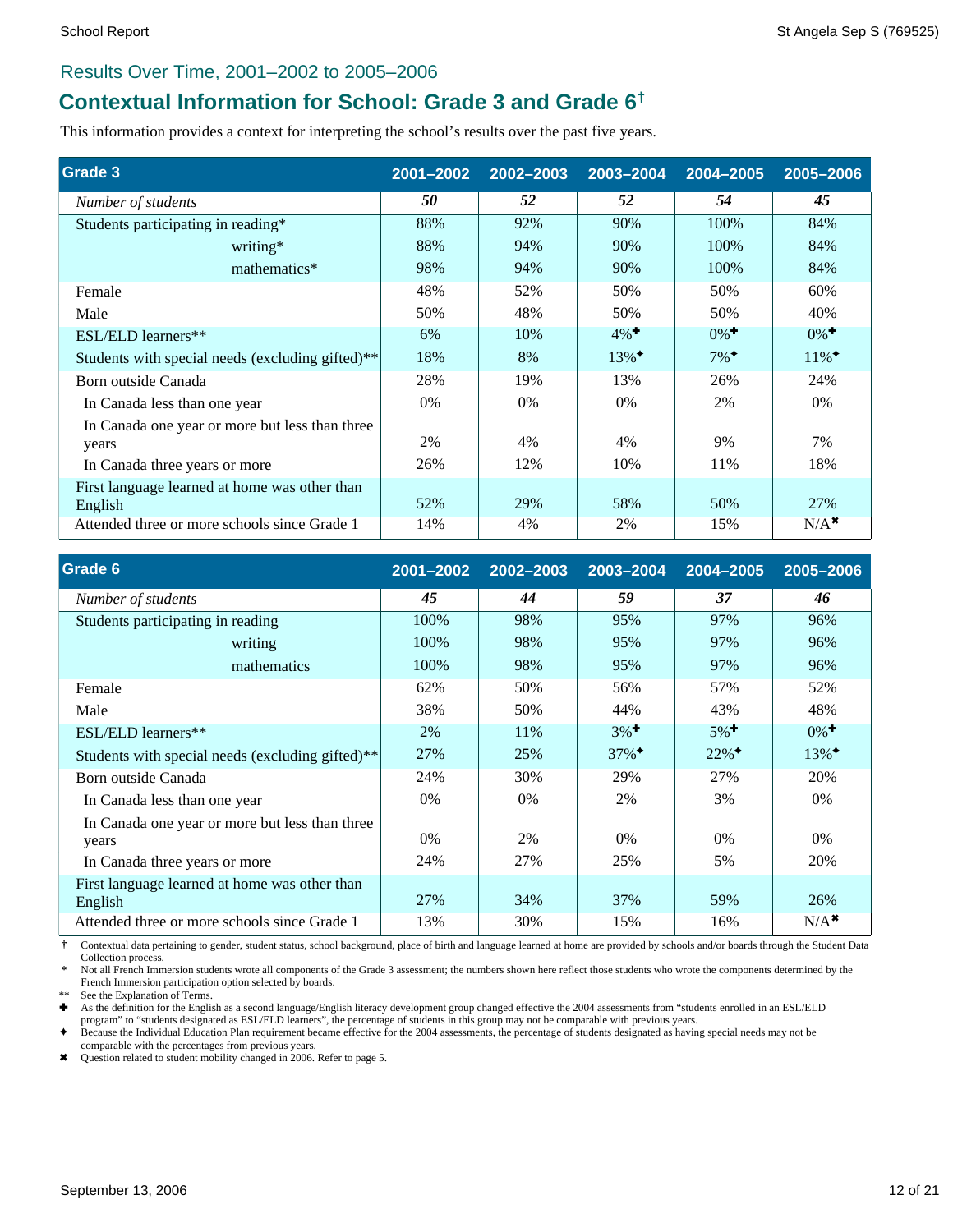## Results Over Time, 2001–2002 to 2005–2006

# Contextual Information for School: Grade 3 and Grade 6†

This information provides a context for interpreting the school's results over the past five years.

| Grade 3 | 2001–2002 | 2002–2003 | 2003–2004 | 2004–2005 | 2005–2006 |
|---|---|---|---|---|---|
| *Number of students* | ***50*** | ***52*** | ***52*** | ***54*** | ***45*** |
| Students participating in reading* | 88% | 92% | 90% | 100% | 84% |
| writing* | 88% | 94% | 90% | 100% | 84% |
| mathematics* | 98% | 94% | 90% | 100% | 84% |
| Female | 48% | 52% | 50% | 50% | 60% |
| Male | 50% | 48% | 50% | 50% | 40% |
| ESL/ELD learners** | 6% | 10% | 4%✚ | 0%✚ | 0%✚ |
| Students with special needs (excluding gifted)** | 18% | 8% | 13%✦ | 7%✦ | 11%✦ |
| Born outside Canada | 28% | 19% | 13% | 26% | 24% |
| In Canada less than one year | 0% | 0% | 0% | 2% | 0% |
| In Canada one year or more but less than three years | 2% | 4% | 4% | 9% | 7% |
| In Canada three years or more | 26% | 12% | 10% | 11% | 18% |
| First language learned at home was other than English | 52% | 29% | 58% | 50% | 27% |
| Attended three or more schools since Grade 1 | 14% | 4% | 2% | 15% | N/A✖ |

| Grade 6 | 2001–2002 | 2002–2003 | 2003–2004 | 2004–2005 | 2005–2006 |
|---|---|---|---|---|---|
| *Number of students* | ***45*** | ***44*** | ***59*** | ***37*** | ***46*** |
| Students participating in reading | 100% | 98% | 95% | 97% | 96% |
| writing | 100% | 98% | 95% | 97% | 96% |
| mathematics | 100% | 98% | 95% | 97% | 96% |
| Female | 62% | 50% | 56% | 57% | 52% |
| Male | 38% | 50% | 44% | 43% | 48% |
| ESL/ELD learners** | 2% | 11% | 3%✚ | 5%✚ | 0%✚ |
| Students with special needs (excluding gifted)** | 27% | 25% | 37%✦ | 22%✦ | 13%✦ |
| Born outside Canada | 24% | 30% | 29% | 27% | 20% |
| In Canada less than one year | 0% | 0% | 2% | 3% | 0% |
| In Canada one year or more but less than three years | 0% | 2% | 0% | 0% | 0% |
| In Canada three years or more | 24% | 27% | 25% | 5% | 20% |
| First language learned at home was other than English | 27% | 34% | 37% | 59% | 26% |
| Attended three or more schools since Grade 1 | 13% | 30% | 15% | 16% | N/A✖ |

† Contextual data pertaining to gender, student status, school background, place of birth and language learned at home are provided by schools and/or boards through the Student Data Collection process.

\* Not all French Immersion students wrote all components of the Grade 3 assessment; the numbers shown here reflect those students who wrote the components determined by the French Immersion participation option selected by boards.

** See the Explanation of Terms.

✚ As the definition for the English as a second language/English literacy development group changed effective the 2004 assessments from "students enrolled in an ESL/ELD program" to "students designated as ESL/ELD learners", the percentage of students in this group may not be comparable with previous years.

✦ Because the Individual Education Plan requirement became effective for the 2004 assessments, the percentage of students designated as having special needs may not be comparable with the percentages from previous years.

✖ Question related to student mobility changed in 2006. Refer to page 5.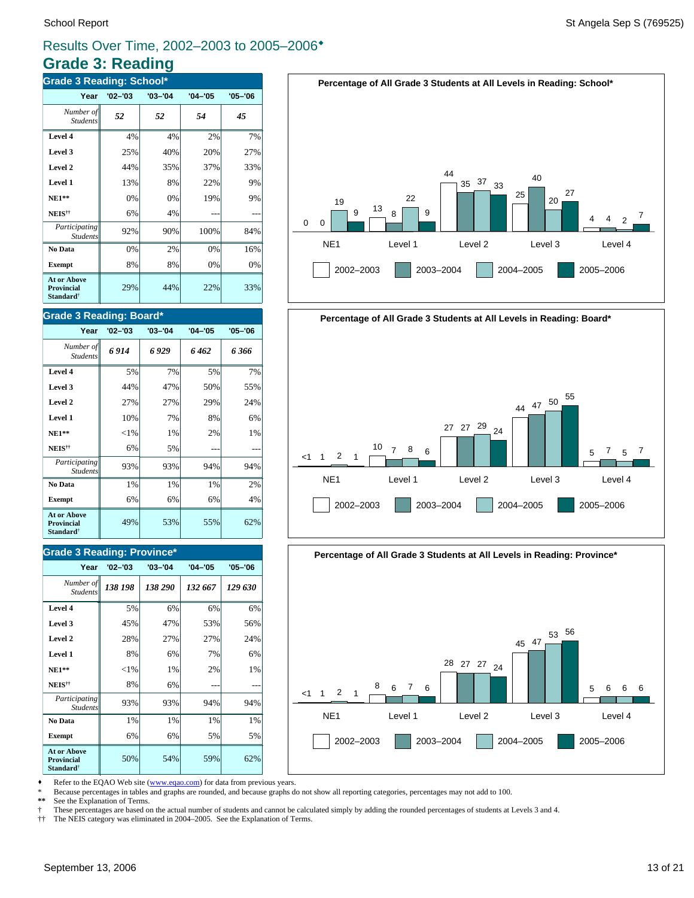# Results Over Time, 2002–2003 to 2005–2006♦

## Grade 3: Reading

### Grade 3 Reading: School*

| Year | '02–'03 | '03–'04 | '04–'05 | '05–'06 |
|---|---|---|---|---|
| *Number of Students* | *52* | *52* | *54* | *45* |
| **Level 4** | 4% | 4% | 2% | 7% |
| **Level 3** | 25% | 40% | 20% | 27% |
| **Level 2** | 44% | 35% | 37% | 33% |
| **Level 1** | 13% | 8% | 22% | 9% |
| **NE1**** | 0% | 0% | 19% | 9% |
| **NEIS**†† | 6% | 4% | --- | --- |
| *Participating Students* | 92% | 90% | 100% | 84% |
| **No Data** | 0% | 2% | 0% | 16% |
| **Exempt** | 8% | 8% | 0% | 0% |
| **At or Above Provincial Standard**† | 29% | 44% | 22% | 33% |

**Percentage of All Grade 3 Students at All Levels in Reading: School***

| | NE1 | Level 1 | Level 2 | Level 3 | Level 4 |
|---|---|---|---|---|---|
| 2002–2003 | 0 | 13 | 44 | 25 | 4 |
| 2003–2004 | 0 | 8 | 35 | 40 | 4 |
| 2004–2005 | 19 | 22 | 37 | 20 | 2 |
| 2005–2006 | 9 | 9 | 33 | 27 | 7 |

### Grade 3 Reading: Board*

| Year | '02–'03 | '03–'04 | '04–'05 | '05–'06 |
|---|---|---|---|---|
| *Number of Students* | *6 914* | *6 929* | *6 462* | *6 366* |
| **Level 4** | 5% | 7% | 5% | 7% |
| **Level 3** | 44% | 47% | 50% | 55% |
| **Level 2** | 27% | 27% | 29% | 24% |
| **Level 1** | 10% | 7% | 8% | 6% |
| **NE1**** | <1% | 1% | 2% | 1% |
| **NEIS**†† | 6% | 5% | --- | --- |
| *Participating Students* | 93% | 93% | 94% | 94% |
| **No Data** | 1% | 1% | 1% | 2% |
| **Exempt** | 6% | 6% | 6% | 4% |
| **At or Above Provincial Standard**† | 49% | 53% | 55% | 62% |

**Percentage of All Grade 3 Students at All Levels in Reading: Board***

| | NE1 | Level 1 | Level 2 | Level 3 | Level 4 |
|---|---|---|---|---|---|
| 2002–2003 | <1 | 10 | 27 | 44 | 5 |
| 2003–2004 | 1 | 7 | 27 | 47 | 7 |
| 2004–2005 | 2 | 8 | 29 | 50 | 5 |
| 2005–2006 | 1 | 6 | 24 | 55 | 7 |

### Grade 3 Reading: Province*

| Year | '02–'03 | '03–'04 | '04–'05 | '05–'06 |
|---|---|---|---|---|
| *Number of Students* | *138 198* | *138 290* | *132 667* | *129 630* |
| **Level 4** | 5% | 6% | 6% | 6% |
| **Level 3** | 45% | 47% | 53% | 56% |
| **Level 2** | 28% | 27% | 27% | 24% |
| **Level 1** | 8% | 6% | 7% | 6% |
| **NE1**** | <1% | 1% | 2% | 1% |
| **NEIS**†† | 8% | 6% | --- | --- |
| *Participating Students* | 93% | 93% | 94% | 94% |
| **No Data** | 1% | 1% | 1% | 1% |
| **Exempt** | 6% | 6% | 5% | 5% |
| **At or Above Provincial Standard**† | 50% | 54% | 59% | 62% |

**Percentage of All Grade 3 Students at All Levels in Reading: Province***

| | NE1 | Level 1 | Level 2 | Level 3 | Level 4 |
|---|---|---|---|---|---|
| 2002–2003 | <1 | 8 | 28 | 45 | 5 |
| 2003–2004 | 1 | 6 | 27 | 47 | 6 |
| 2004–2005 | 2 | 7 | 27 | 53 | 6 |
| 2005–2006 | 1 | 6 | 24 | 56 | 6 |

♦ Refer to the EQAO Web site (www.eqao.com) for data from previous years.
* Because percentages in tables and graphs are rounded, and because graphs do not show all reporting categories, percentages may not add to 100.
** See the Explanation of Terms.
† These percentages are based on the actual number of students and cannot be calculated simply by adding the rounded percentages of students at Levels 3 and 4.
†† The NEIS category was eliminated in 2004–2005. See the Explanation of Terms.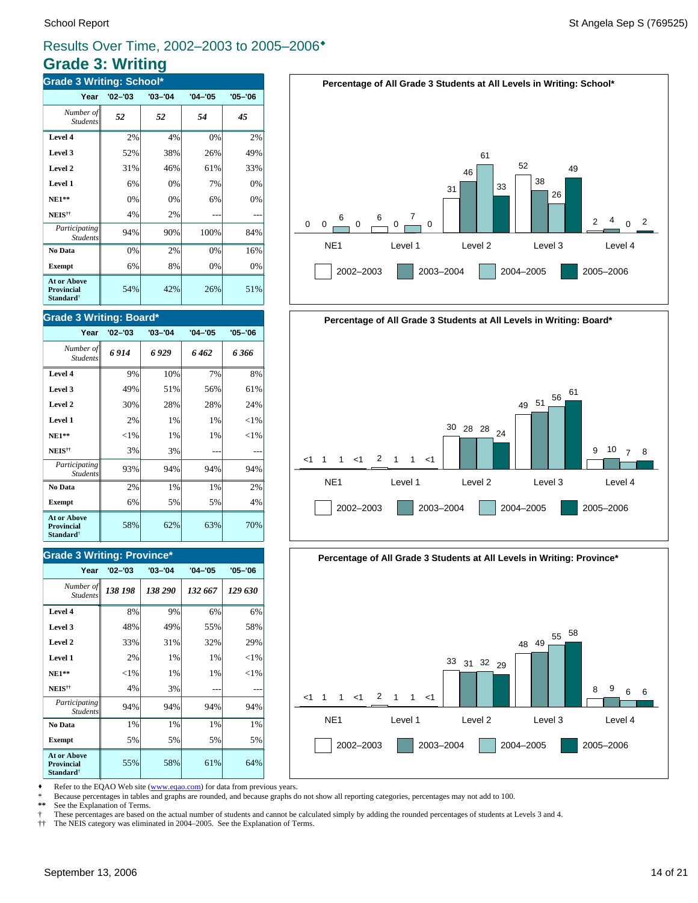# Results Over Time, 2002–2003 to 2005–2006♦

## Grade 3: Writing

### Grade 3 Writing: School*

| Year | '02–'03 | '03–'04 | '04–'05 | '05–'06 |
|---|---|---|---|---|
| *Number of Students* | ***52*** | ***52*** | ***54*** | ***45*** |
| **Level 4** | 2% | 4% | 0% | 2% |
| **Level 3** | 52% | 38% | 26% | 49% |
| **Level 2** | 31% | 46% | 61% | 33% |
| **Level 1** | 6% | 0% | 7% | 0% |
| **NE1**** | 0% | 0% | 6% | 0% |
| **NEIS**†† | 4% | 2% | --- | --- |
| *Participating Students* | 94% | 90% | 100% | 84% |
| **No Data** | 0% | 2% | 0% | 16% |
| **Exempt** | 6% | 8% | 0% | 0% |
| **At or Above Provincial Standard**† | 54% | 42% | 26% | 51% |

**Percentage of All Grade 3 Students at All Levels in Writing: School***

| | 2002–2003 | 2003–2004 | 2004–2005 | 2005–2006 |
|---|---|---|---|---|
| NE1 | 0 | 0 | 6 | 0 |
| Level 1 | 6 | 0 | 7 | 0 |
| Level 2 | 31 | 46 | 61 | 33 |
| Level 3 | 52 | 38 | 26 | 49 |
| Level 4 | 2 | 4 | 0 | 2 |

### Grade 3 Writing: Board*

| Year | '02–'03 | '03–'04 | '04–'05 | '05–'06 |
|---|---|---|---|---|
| *Number of Students* | ***6 914*** | ***6 929*** | ***6 462*** | ***6 366*** |
| **Level 4** | 9% | 10% | 7% | 8% |
| **Level 3** | 49% | 51% | 56% | 61% |
| **Level 2** | 30% | 28% | 28% | 24% |
| **Level 1** | 2% | 1% | 1% | <1% |
| **NE1**** | <1% | 1% | 1% | <1% |
| **NEIS**†† | 3% | 3% | --- | --- |
| *Participating Students* | 93% | 94% | 94% | 94% |
| **No Data** | 2% | 1% | 1% | 2% |
| **Exempt** | 6% | 5% | 5% | 4% |
| **At or Above Provincial Standard**† | 58% | 62% | 63% | 70% |

**Percentage of All Grade 3 Students at All Levels in Writing: Board***

| | 2002–2003 | 2003–2004 | 2004–2005 | 2005–2006 |
|---|---|---|---|---|
| NE1 | <1 | 1 | 1 | <1 |
| Level 1 | 2 | 1 | 1 | <1 |
| Level 2 | 30 | 28 | 28 | 24 |
| Level 3 | 49 | 51 | 56 | 61 |
| Level 4 | 9 | 10 | 7 | 8 |

### Grade 3 Writing: Province*

| Year | '02–'03 | '03–'04 | '04–'05 | '05–'06 |
|---|---|---|---|---|
| *Number of Students* | ***138 198*** | ***138 290*** | ***132 667*** | ***129 630*** |
| **Level 4** | 8% | 9% | 6% | 6% |
| **Level 3** | 48% | 49% | 55% | 58% |
| **Level 2** | 33% | 31% | 32% | 29% |
| **Level 1** | 2% | 1% | 1% | <1% |
| **NE1**** | <1% | 1% | 1% | <1% |
| **NEIS**†† | 4% | 3% | --- | --- |
| *Participating Students* | 94% | 94% | 94% | 94% |
| **No Data** | 1% | 1% | 1% | 1% |
| **Exempt** | 5% | 5% | 5% | 5% |
| **At or Above Provincial Standard**† | 55% | 58% | 61% | 64% |

**Percentage of All Grade 3 Students at All Levels in Writing: Province***

| | 2002–2003 | 2003–2004 | 2004–2005 | 2005–2006 |
|---|---|---|---|---|
| NE1 | <1 | 1 | 1 | <1 |
| Level 1 | 2 | 1 | 1 | <1 |
| Level 2 | 33 | 31 | 32 | 29 |
| Level 3 | 48 | 49 | 55 | 58 |
| Level 4 | 8 | 9 | 6 | 6 |

♦ Refer to the EQAO Web site (www.eqao.com) for data from previous years.
\* Because percentages in tables and graphs are rounded, and because graphs do not show all reporting categories, percentages may not add to 100.
** See the Explanation of Terms.
† These percentages are based on the actual number of students and cannot be calculated simply by adding the rounded percentages of students at Levels 3 and 4.
†† The NEIS category was eliminated in 2004–2005. See the Explanation of Terms.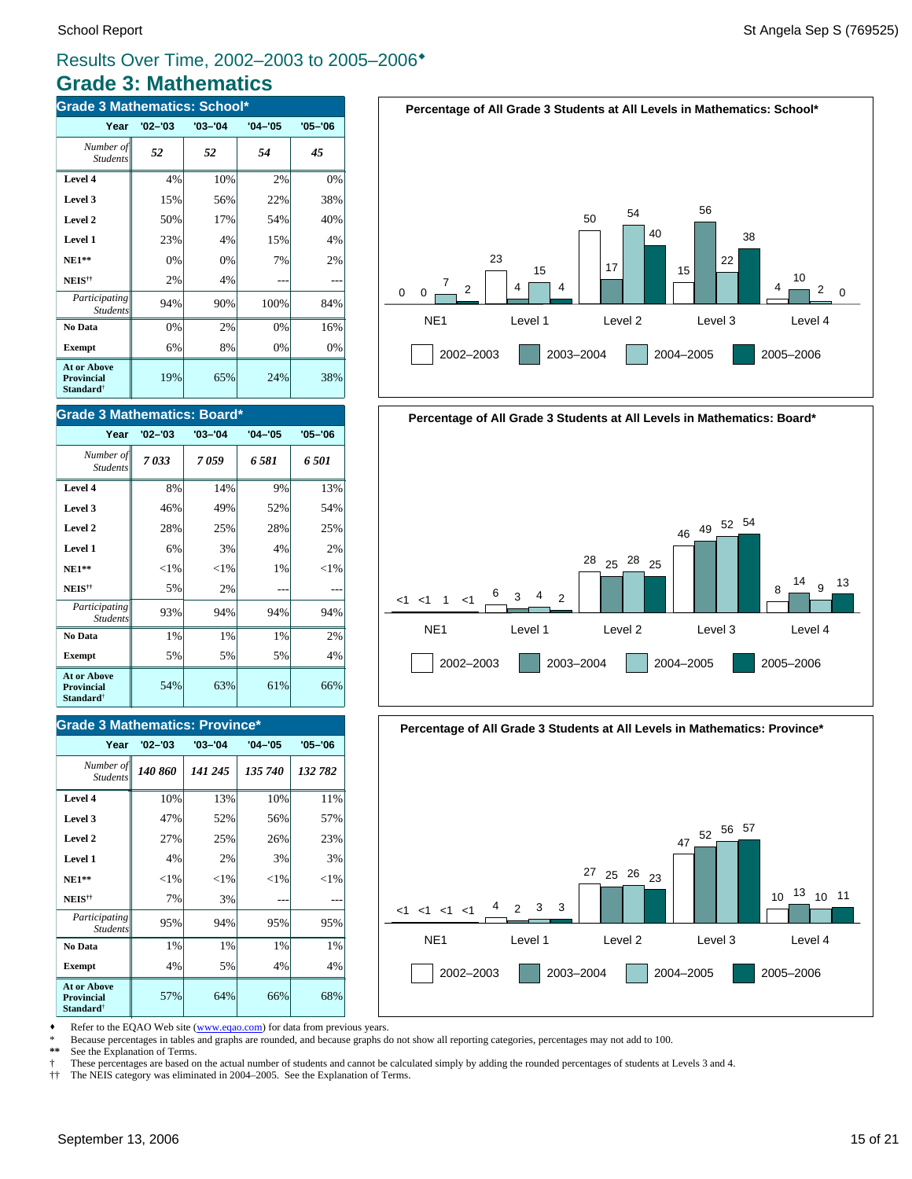# Results Over Time, 2002–2003 to 2005–2006♦

## Grade 3: Mathematics

### Grade 3 Mathematics: School*

| Year | '02–'03 | '03–'04 | '04–'05 | '05–'06 |
|---|---|---|---|---|
| *Number of Students* | *52* | *52* | *54* | *45* |
| **Level 4** | 4% | 10% | 2% | 0% |
| **Level 3** | 15% | 56% | 22% | 38% |
| **Level 2** | 50% | 17% | 54% | 40% |
| **Level 1** | 23% | 4% | 15% | 4% |
| **NE1**** | 0% | 0% | 7% | 2% |
| **NEIS**†† | 2% | 4% | --- | --- |
| *Participating Students* | 94% | 90% | 100% | 84% |
| **No Data** | 0% | 2% | 0% | 16% |
| **Exempt** | 6% | 8% | 0% | 0% |
| **At or Above Provincial Standard**† | 19% | 65% | 24% | 38% |

**Percentage of All Grade 3 Students at All Levels in Mathematics: School***

| | NE1 | Level 1 | Level 2 | Level 3 | Level 4 |
|---|---|---|---|---|---|
| 2002–2003 | 0 | 23 | 50 | 15 | 4 |
| 2003–2004 | 0 | 4 | 17 | 56 | 10 |
| 2004–2005 | 7 | 15 | 54 | 22 | 2 |
| 2005–2006 | 2 | 4 | 40 | 38 | 0 |

### Grade 3 Mathematics: Board*

| Year | '02–'03 | '03–'04 | '04–'05 | '05–'06 |
|---|---|---|---|---|
| *Number of Students* | *7 033* | *7 059* | *6 581* | *6 501* |
| **Level 4** | 8% | 14% | 9% | 13% |
| **Level 3** | 46% | 49% | 52% | 54% |
| **Level 2** | 28% | 25% | 28% | 25% |
| **Level 1** | 6% | 3% | 4% | 2% |
| **NE1**** | <1% | <1% | 1% | <1% |
| **NEIS**†† | 5% | 2% | --- | --- |
| *Participating Students* | 93% | 94% | 94% | 94% |
| **No Data** | 1% | 1% | 1% | 2% |
| **Exempt** | 5% | 5% | 5% | 4% |
| **At or Above Provincial Standard**† | 54% | 63% | 61% | 66% |

**Percentage of All Grade 3 Students at All Levels in Mathematics: Board***

| | NE1 | Level 1 | Level 2 | Level 3 | Level 4 |
|---|---|---|---|---|---|
| 2002–2003 | <1 | 6 | 28 | 46 | 8 |
| 2003–2004 | <1 | 3 | 25 | 49 | 14 |
| 2004–2005 | 1 | 4 | 28 | 52 | 9 |
| 2005–2006 | <1 | 2 | 25 | 54 | 13 |

### Grade 3 Mathematics: Province*

| Year | '02–'03 | '03–'04 | '04–'05 | '05–'06 |
|---|---|---|---|---|
| *Number of Students* | *140 860* | *141 245* | *135 740* | *132 782* |
| **Level 4** | 10% | 13% | 10% | 11% |
| **Level 3** | 47% | 52% | 56% | 57% |
| **Level 2** | 27% | 25% | 26% | 23% |
| **Level 1** | 4% | 2% | 3% | 3% |
| **NE1**** | <1% | <1% | <1% | <1% |
| **NEIS**†† | 7% | 3% | --- | --- |
| *Participating Students* | 95% | 94% | 95% | 95% |
| **No Data** | 1% | 1% | 1% | 1% |
| **Exempt** | 4% | 5% | 4% | 4% |
| **At or Above Provincial Standard**† | 57% | 64% | 66% | 68% |

**Percentage of All Grade 3 Students at All Levels in Mathematics: Province***

| | NE1 | Level 1 | Level 2 | Level 3 | Level 4 |
|---|---|---|---|---|---|
| 2002–2003 | <1 | 4 | 27 | 47 | 10 |
| 2003–2004 | <1 | 2 | 25 | 52 | 13 |
| 2004–2005 | <1 | 3 | 26 | 56 | 10 |
| 2005–2006 | <1 | 3 | 23 | 57 | 11 |

♦ Refer to the EQAO Web site (www.eqao.com) for data from previous years.
\* Because percentages in tables and graphs are rounded, and because graphs do not show all reporting categories, percentages may not add to 100.
** See the Explanation of Terms.
† These percentages are based on the actual number of students and cannot be calculated simply by adding the rounded percentages of students at Levels 3 and 4.
†† The NEIS category was eliminated in 2004–2005. See the Explanation of Terms.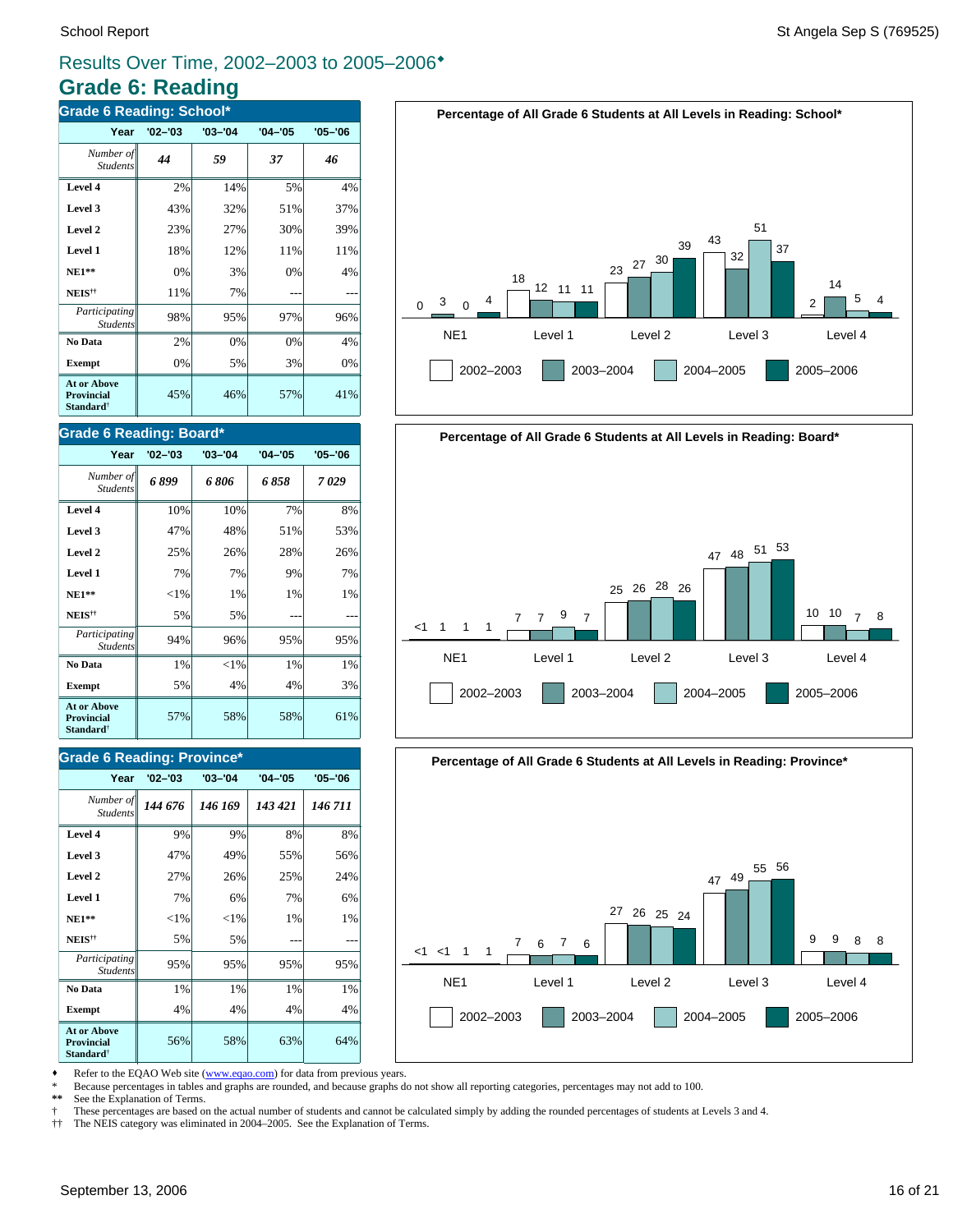## Results Over Time, 2002–2003 to 2005–2006♦

# Grade 6: Reading

### Grade 6 Reading: School*

| Year | '02–'03 | '03–'04 | '04–'05 | '05–'06 |
|---|---|---|---|---|
| *Number of Students* | *44* | *59* | *37* | *46* |
| **Level 4** | 2% | 14% | 5% | 4% |
| **Level 3** | 43% | 32% | 51% | 37% |
| **Level 2** | 23% | 27% | 30% | 39% |
| **Level 1** | 18% | 12% | 11% | 11% |
| **NE1**** | 0% | 3% | 0% | 4% |
| **NEIS**†† | 11% | 7% | --- | --- |
| *Participating Students* | 98% | 95% | 97% | 96% |
| **No Data** | 2% | 0% | 0% | 4% |
| **Exempt** | 0% | 5% | 3% | 0% |
| **At or Above Provincial Standard**† | 45% | 46% | 57% | 41% |

**Percentage of All Grade 6 Students at All Levels in Reading: School***

| | NE1 | Level 1 | Level 2 | Level 3 | Level 4 |
|---|---|---|---|---|---|
| 2002–2003 | 0 | 18 | 23 | 43 | 2 |
| 2003–2004 | 3 | 12 | 27 | 32 | 14 |
| 2004–2005 | 0 | 11 | 30 | 51 | 5 |
| 2005–2006 | 4 | 11 | 39 | 37 | 4 |

### Grade 6 Reading: Board*

| Year | '02–'03 | '03–'04 | '04–'05 | '05–'06 |
|---|---|---|---|---|
| *Number of Students* | *6 899* | *6 806* | *6 858* | *7 029* |
| **Level 4** | 10% | 10% | 7% | 8% |
| **Level 3** | 47% | 48% | 51% | 53% |
| **Level 2** | 25% | 26% | 28% | 26% |
| **Level 1** | 7% | 7% | 9% | 7% |
| **NE1**** | <1% | 1% | 1% | 1% |
| **NEIS**†† | 5% | 5% | --- | --- |
| *Participating Students* | 94% | 96% | 95% | 95% |
| **No Data** | 1% | <1% | 1% | 1% |
| **Exempt** | 5% | 4% | 4% | 3% |
| **At or Above Provincial Standard**† | 57% | 58% | 58% | 61% |

**Percentage of All Grade 6 Students at All Levels in Reading: Board***

| | NE1 | Level 1 | Level 2 | Level 3 | Level 4 |
|---|---|---|---|---|---|
| 2002–2003 | <1 | 7 | 25 | 47 | 10 |
| 2003–2004 | 1 | 7 | 26 | 48 | 10 |
| 2004–2005 | 1 | 9 | 28 | 51 | 7 |
| 2005–2006 | 1 | 7 | 26 | 53 | 8 |

### Grade 6 Reading: Province*

| Year | '02–'03 | '03–'04 | '04–'05 | '05–'06 |
|---|---|---|---|---|
| *Number of Students* | *144 676* | *146 169* | *143 421* | *146 711* |
| **Level 4** | 9% | 9% | 8% | 8% |
| **Level 3** | 47% | 49% | 55% | 56% |
| **Level 2** | 27% | 26% | 25% | 24% |
| **Level 1** | 7% | 6% | 7% | 6% |
| **NE1**** | <1% | <1% | 1% | 1% |
| **NEIS**†† | 5% | 5% | --- | --- |
| *Participating Students* | 95% | 95% | 95% | 95% |
| **No Data** | 1% | 1% | 1% | 1% |
| **Exempt** | 4% | 4% | 4% | 4% |
| **At or Above Provincial Standard**† | 56% | 58% | 63% | 64% |

**Percentage of All Grade 6 Students at All Levels in Reading: Province***

| | NE1 | Level 1 | Level 2 | Level 3 | Level 4 |
|---|---|---|---|---|---|
| 2002–2003 | <1 | 7 | 27 | 47 | 9 |
| 2003–2004 | <1 | 6 | 26 | 49 | 9 |
| 2004–2005 | 1 | 7 | 25 | 55 | 8 |
| 2005–2006 | 1 | 6 | 24 | 56 | 8 |

♦ Refer to the EQAO Web site (www.eqao.com) for data from previous years.
* Because percentages in tables and graphs are rounded, and because graphs do not show all reporting categories, percentages may not add to 100.
** See the Explanation of Terms.
† These percentages are based on the actual number of students and cannot be calculated simply by adding the rounded percentages of students at Levels 3 and 4.
†† The NEIS category was eliminated in 2004–2005. See the Explanation of Terms.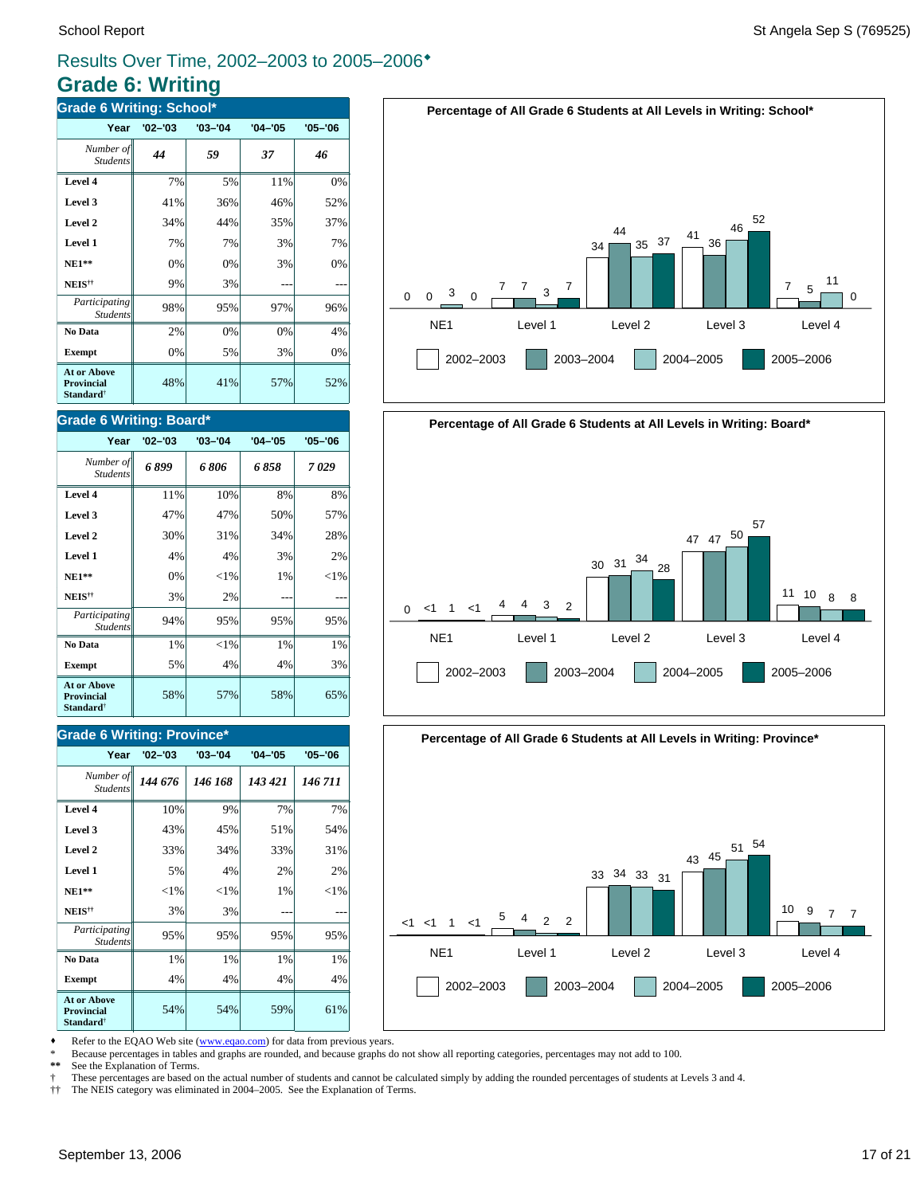## Results Over Time, 2002–2003 to 2005–2006♦

# Grade 6: Writing

### Grade 6 Writing: School*

| Year | '02–'03 | '03–'04 | '04–'05 | '05–'06 |
|---|---|---|---|---|
| *Number of Students* | *44* | *59* | *37* | *46* |
| **Level 4** | 7% | 5% | 11% | 0% |
| **Level 3** | 41% | 36% | 46% | 52% |
| **Level 2** | 34% | 44% | 35% | 37% |
| **Level 1** | 7% | 7% | 3% | 7% |
| **NE1**** | 0% | 0% | 3% | 0% |
| **NEIS**†† | 9% | 3% | --- | --- |
| *Participating Students* | 98% | 95% | 97% | 96% |
| **No Data** | 2% | 0% | 0% | 4% |
| **Exempt** | 0% | 5% | 3% | 0% |
| **At or Above Provincial Standard**† | 48% | 41% | 57% | 52% |

**Percentage of All Grade 6 Students at All Levels in Writing: School***

| | 2002–2003 | 2003–2004 | 2004–2005 | 2005–2006 |
|---|---|---|---|---|
| NE1 | 0 | 0 | 3 | 0 |
| Level 1 | 7 | 7 | 3 | 7 |
| Level 2 | 34 | 44 | 35 | 37 |
| Level 3 | 41 | 36 | 46 | 52 |
| Level 4 | 7 | 5 | 11 | 0 |

### Grade 6 Writing: Board*

| Year | '02–'03 | '03–'04 | '04–'05 | '05–'06 |
|---|---|---|---|---|
| *Number of Students* | *6 899* | *6 806* | *6 858* | *7 029* |
| **Level 4** | 11% | 10% | 8% | 8% |
| **Level 3** | 47% | 47% | 50% | 57% |
| **Level 2** | 30% | 31% | 34% | 28% |
| **Level 1** | 4% | 4% | 3% | 2% |
| **NE1**** | 0% | <1% | 1% | <1% |
| **NEIS**†† | 3% | 2% | --- | --- |
| *Participating Students* | 94% | 95% | 95% | 95% |
| **No Data** | 1% | <1% | 1% | 1% |
| **Exempt** | 5% | 4% | 4% | 3% |
| **At or Above Provincial Standard**† | 58% | 57% | 58% | 65% |

**Percentage of All Grade 6 Students at All Levels in Writing: Board***

| | 2002–2003 | 2003–2004 | 2004–2005 | 2005–2006 |
|---|---|---|---|---|
| NE1 | 0 | <1 | 1 | <1 |
| Level 1 | 4 | 4 | 3 | 2 |
| Level 2 | 30 | 31 | 34 | 28 |
| Level 3 | 47 | 47 | 50 | 57 |
| Level 4 | 11 | 10 | 8 | 8 |

### Grade 6 Writing: Province*

| Year | '02–'03 | '03–'04 | '04–'05 | '05–'06 |
|---|---|---|---|---|
| *Number of Students* | *144 676* | *146 168* | *143 421* | *146 711* |
| **Level 4** | 10% | 9% | 7% | 7% |
| **Level 3** | 43% | 45% | 51% | 54% |
| **Level 2** | 33% | 34% | 33% | 31% |
| **Level 1** | 5% | 4% | 2% | 2% |
| **NE1**** | <1% | <1% | 1% | <1% |
| **NEIS**†† | 3% | 3% | --- | --- |
| *Participating Students* | 95% | 95% | 95% | 95% |
| **No Data** | 1% | 1% | 1% | 1% |
| **Exempt** | 4% | 4% | 4% | 4% |
| **At or Above Provincial Standard**† | 54% | 54% | 59% | 61% |

**Percentage of All Grade 6 Students at All Levels in Writing: Province***

| | 2002–2003 | 2003–2004 | 2004–2005 | 2005–2006 |
|---|---|---|---|---|
| NE1 | <1 | <1 | 1 | <1 |
| Level 1 | 5 | 4 | 2 | 2 |
| Level 2 | 33 | 34 | 33 | 31 |
| Level 3 | 43 | 45 | 51 | 54 |
| Level 4 | 10 | 9 | 7 | 7 |

♦ Refer to the EQAO Web site (www.eqao.com) for data from previous years.
\* Because percentages in tables and graphs are rounded, and because graphs do not show all reporting categories, percentages may not add to 100.
** See the Explanation of Terms.
† These percentages are based on the actual number of students and cannot be calculated simply by adding the rounded percentages of students at Levels 3 and 4.
†† The NEIS category was eliminated in 2004–2005. See the Explanation of Terms.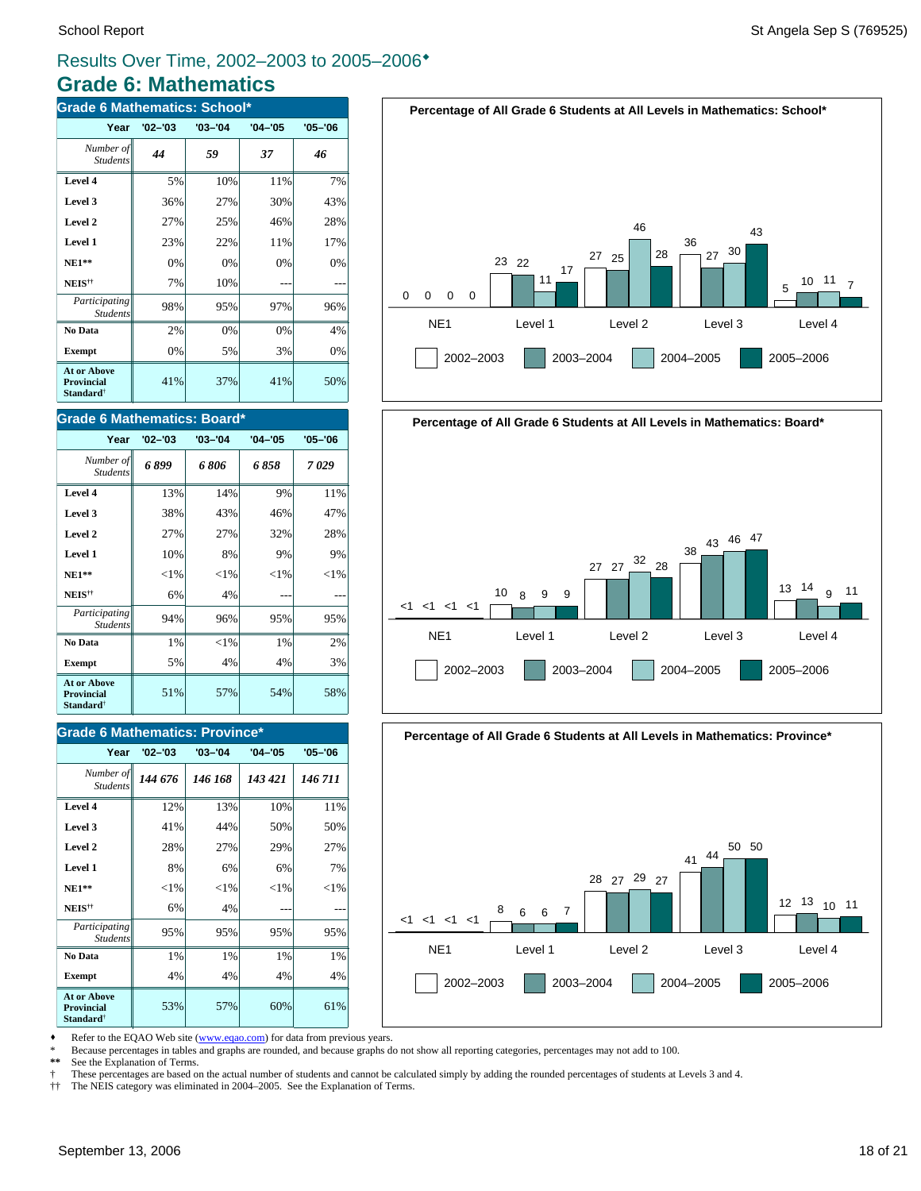# Results Over Time, 2002–2003 to 2005–2006♦

## Grade 6: Mathematics

### Grade 6 Mathematics: School*

| Year | '02–'03 | '03–'04 | '04–'05 | '05–'06 |
|---|---|---|---|---|
| *Number of Students* | *44* | *59* | *37* | *46* |
| **Level 4** | 5% | 10% | 11% | 7% |
| **Level 3** | 36% | 27% | 30% | 43% |
| **Level 2** | 27% | 25% | 46% | 28% |
| **Level 1** | 23% | 22% | 11% | 17% |
| **NE1**** | 0% | 0% | 0% | 0% |
| **NEIS**†† | 7% | 10% | --- | --- |
| *Participating Students* | 98% | 95% | 97% | 96% |
| **No Data** | 2% | 0% | 0% | 4% |
| **Exempt** | 0% | 5% | 3% | 0% |
| **At or Above Provincial Standard**† | 41% | 37% | 41% | 50% |

**Percentage of All Grade 6 Students at All Levels in Mathematics: School***

| | 2002–2003 | 2003–2004 | 2004–2005 | 2005–2006 |
|---|---|---|---|---|
| NE1 | 0 | 0 | 0 | 0 |
| Level 1 | 23 | 22 | 11 | 17 |
| Level 2 | 27 | 25 | 46 | 28 |
| Level 3 | 36 | 27 | 30 | 43 |
| Level 4 | 5 | 10 | 11 | 7 |

### Grade 6 Mathematics: Board*

| Year | '02–'03 | '03–'04 | '04–'05 | '05–'06 |
|---|---|---|---|---|
| *Number of Students* | *6 899* | *6 806* | *6 858* | *7 029* |
| **Level 4** | 13% | 14% | 9% | 11% |
| **Level 3** | 38% | 43% | 46% | 47% |
| **Level 2** | 27% | 27% | 32% | 28% |
| **Level 1** | 10% | 8% | 9% | 9% |
| **NE1**** | <1% | <1% | <1% | <1% |
| **NEIS**†† | 6% | 4% | --- | --- |
| *Participating Students* | 94% | 96% | 95% | 95% |
| **No Data** | 1% | <1% | 1% | 2% |
| **Exempt** | 5% | 4% | 4% | 3% |
| **At or Above Provincial Standard**† | 51% | 57% | 54% | 58% |

**Percentage of All Grade 6 Students at All Levels in Mathematics: Board***

| | 2002–2003 | 2003–2004 | 2004–2005 | 2005–2006 |
|---|---|---|---|---|
| NE1 | <1 | <1 | <1 | <1 |
| Level 1 | 10 | 8 | 9 | 9 |
| Level 2 | 27 | 27 | 32 | 28 |
| Level 3 | 38 | 43 | 46 | 47 |
| Level 4 | 13 | 14 | 9 | 11 |

### Grade 6 Mathematics: Province*

| Year | '02–'03 | '03–'04 | '04–'05 | '05–'06 |
|---|---|---|---|---|
| *Number of Students* | *144 676* | *146 168* | *143 421* | *146 711* |
| **Level 4** | 12% | 13% | 10% | 11% |
| **Level 3** | 41% | 44% | 50% | 50% |
| **Level 2** | 28% | 27% | 29% | 27% |
| **Level 1** | 8% | 6% | 6% | 7% |
| **NE1**** | <1% | <1% | <1% | <1% |
| **NEIS**†† | 6% | 4% | --- | --- |
| *Participating Students* | 95% | 95% | 95% | 95% |
| **No Data** | 1% | 1% | 1% | 1% |
| **Exempt** | 4% | 4% | 4% | 4% |
| **At or Above Provincial Standard**† | 53% | 57% | 60% | 61% |

**Percentage of All Grade 6 Students at All Levels in Mathematics: Province***

| | 2002–2003 | 2003–2004 | 2004–2005 | 2005–2006 |
|---|---|---|---|---|
| NE1 | <1 | <1 | <1 | <1 |
| Level 1 | 8 | 6 | 6 | 7 |
| Level 2 | 28 | 27 | 29 | 27 |
| Level 3 | 41 | 44 | 50 | 50 |
| Level 4 | 12 | 13 | 10 | 11 |

♦ Refer to the EQAO Web site (www.eqao.com) for data from previous years.
\* Because percentages in tables and graphs are rounded, and because graphs do not show all reporting categories, percentages may not add to 100.
** See the Explanation of Terms.
† These percentages are based on the actual number of students and cannot be calculated simply by adding the rounded percentages of students at Levels 3 and 4.
†† The NEIS category was eliminated in 2004–2005. See the Explanation of Terms.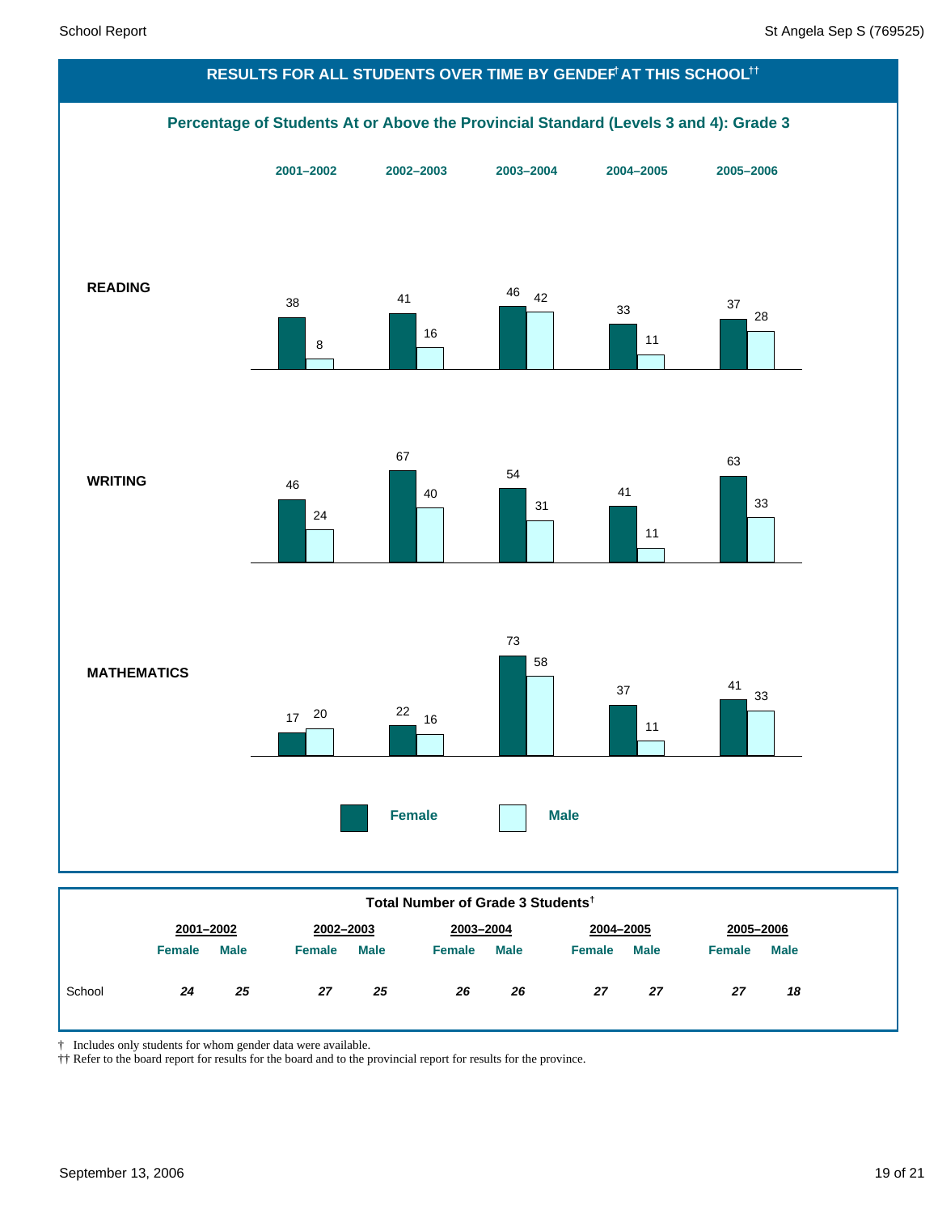## RESULTS FOR ALL STUDENTS OVER TIME BY GENDER† AT THIS SCHOOL††

### Percentage of Students At or Above the Provincial Standard (Levels 3 and 4): Grade 3

| | 2001–2002 | | 2002–2003 | | 2003–2004 | | 2004–2005 | | 2005–2006 | |
|---|---|---|---|---|---|---|---|---|---|---|
| | Female | Male | Female | Male | Female | Male | Female | Male | Female | Male |
| **READING** | 38 | 8 | 41 | 16 | 46 | 42 | 33 | 11 | 37 | 28 |
| **WRITING** | 46 | 24 | 67 | 40 | 54 | 31 | 41 | 11 | 63 | 33 |
| **MATHEMATICS** | 17 | 20 | 22 | 16 | 73 | 58 | 37 | 11 | 41 | 33 |

### Total Number of Grade 3 Students†

| | 2001–2002 | | 2002–2003 | | 2003–2004 | | 2004–2005 | | 2005–2006 | |
|---|---|---|---|---|---|---|---|---|---|---|
| | Female | Male | Female | Male | Female | Male | Female | Male | Female | Male |
| School | 24 | 25 | 27 | 25 | 26 | 26 | 27 | 27 | 27 | 18 |

† Includes only students for whom gender data were available.
†† Refer to the board report for results for the board and to the provincial report for results for the province.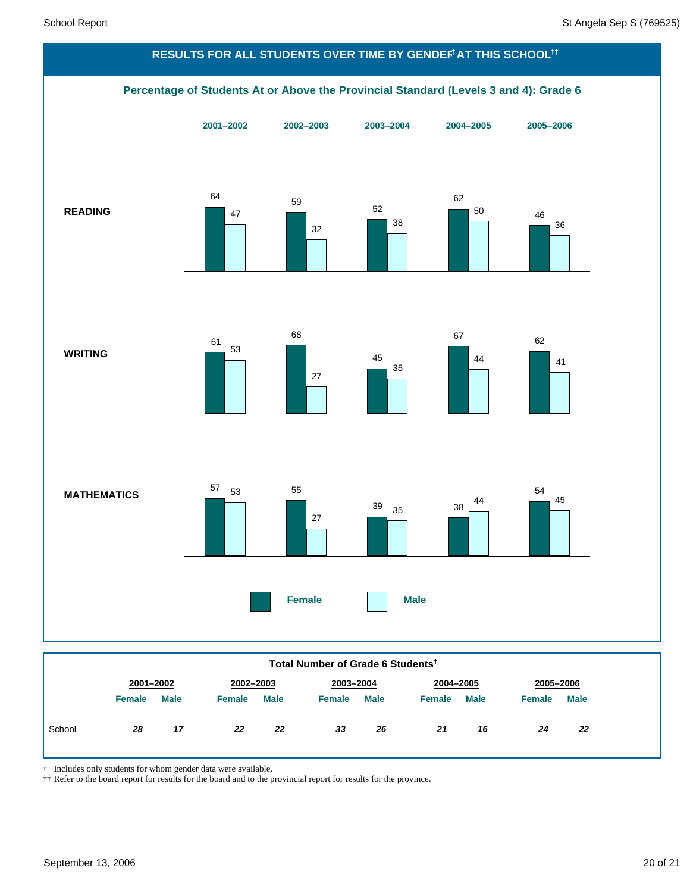## RESULTS FOR ALL STUDENTS OVER TIME BY GENDER[†] AT THIS SCHOOL[††]

### Percentage of Students At or Above the Provincial Standard (Levels 3 and 4): Grade 6

| | 2001–2002 Female | 2001–2002 Male | 2002–2003 Female | 2002–2003 Male | 2003–2004 Female | 2003–2004 Male | 2004–2005 Female | 2004–2005 Male | 2005–2006 Female | 2005–2006 Male |
|---|---|---|---|---|---|---|---|---|---|---|
| **READING** | 64 | 47 | 59 | 32 | 52 | 38 | 62 | 50 | 46 | 36 |
| **WRITING** | 61 | 53 | 68 | 27 | 45 | 35 | 67 | 44 | 62 | 41 |
| **MATHEMATICS** | 57 | 53 | 55 | 27 | 39 | 35 | 38 | 44 | 54 | 45 |

### Total Number of Grade 6 Students[†]

| | 2001–2002 | | 2002–2003 | | 2003–2004 | | 2004–2005 | | 2005–2006 | |
|---|---|---|---|---|---|---|---|---|---|---|
| | Female | Male | Female | Male | Female | Male | Female | Male | Female | Male |
| School | *28* | *17* | *22* | *22* | *33* | *26* | *21* | *16* | *24* | *22* |

† Includes only students for whom gender data were available.

†† Refer to the board report for results for the board and to the provincial report for results for the province.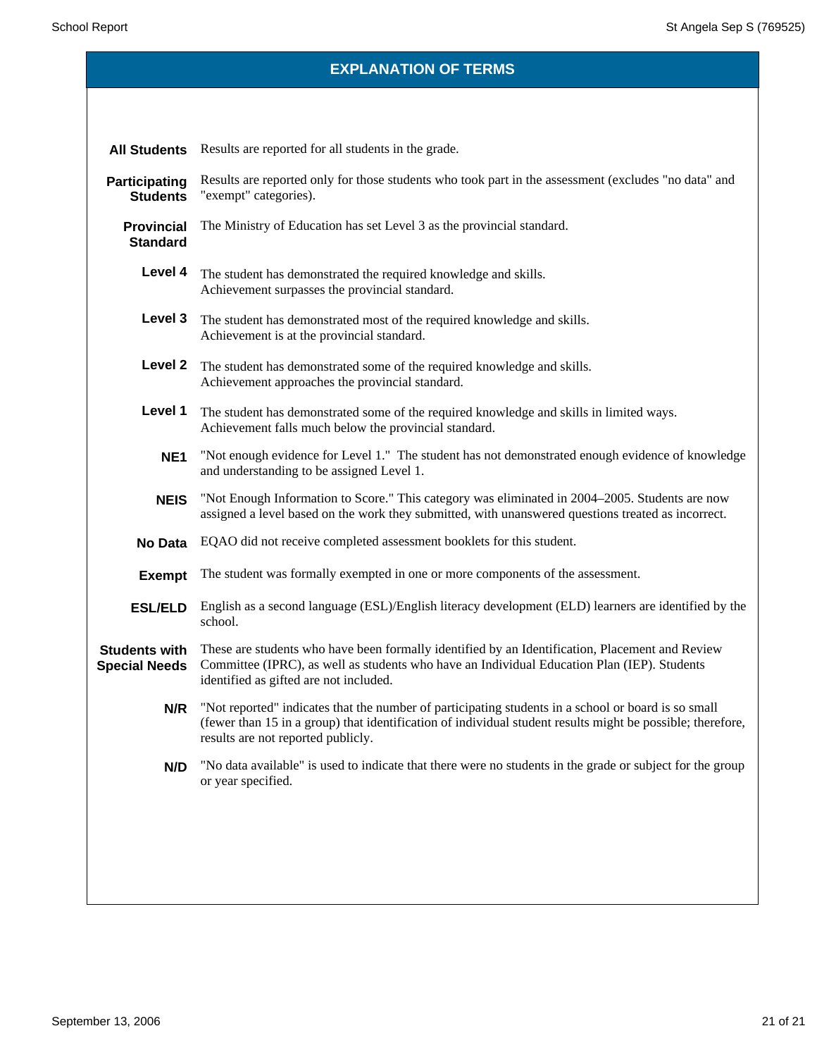## EXPLANATION OF TERMS

**All Students** Results are reported for all students in the grade.

**Participating Students** Results are reported only for those students who took part in the assessment (excludes "no data" and "exempt" categories).

**Provincial Standard** The Ministry of Education has set Level 3 as the provincial standard.

**Level 4** The student has demonstrated the required knowledge and skills.
Achievement surpasses the provincial standard.

**Level 3** The student has demonstrated most of the required knowledge and skills.
Achievement is at the provincial standard.

**Level 2** The student has demonstrated some of the required knowledge and skills.
Achievement approaches the provincial standard.

**Level 1** The student has demonstrated some of the required knowledge and skills in limited ways.
Achievement falls much below the provincial standard.

**NE1** "Not enough evidence for Level 1." The student has not demonstrated enough evidence of knowledge and understanding to be assigned Level 1.

**NEIS** "Not Enough Information to Score." This category was eliminated in 2004–2005. Students are now assigned a level based on the work they submitted, with unanswered questions treated as incorrect.

**No Data** EQAO did not receive completed assessment booklets for this student.

**Exempt** The student was formally exempted in one or more components of the assessment.

**ESL/ELD** English as a second language (ESL)/English literacy development (ELD) learners are identified by the school.

**Students with Special Needs** These are students who have been formally identified by an Identification, Placement and Review Committee (IPRC), as well as students who have an Individual Education Plan (IEP). Students identified as gifted are not included.

**N/R** "Not reported" indicates that the number of participating students in a school or board is so small (fewer than 15 in a group) that identification of individual student results might be possible; therefore, results are not reported publicly.

**N/D** "No data available" is used to indicate that there were no students in the grade or subject for the group or year specified.